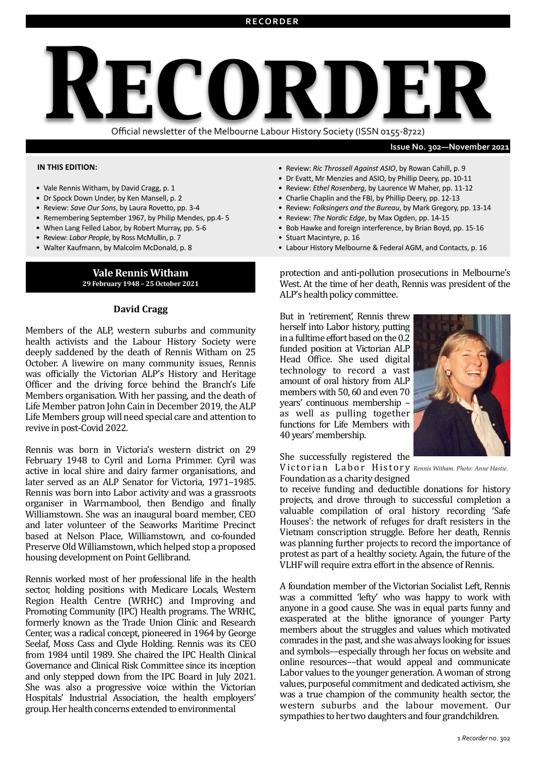# RECORDER

Official newsletter of the Melbourne Labour History Society (ISSN 0155-8722)

**Issue No. 302—November 2021**

**IN THIS EDITION:**

- Vale Rennis Witham, by David Cragg, p. 1
- Dr Spock Down Under, by Ken Mansell, p. 2
- Review: *Save Our Sons*, by Laura Rovetto, pp. 3-4
- Remembering September 1967, by Philip Mendes, pp.4- 5
- When Lang Felled Labor, by Robert Murray, pp. 5-6
- Review: *Labor People*, by Ross McMullin, p. 7
- Walter Kaufmann, by Malcolm McDonald, p. 8
- Review: *Ric Throssell Against ASIO*, by Rowan Cahill, p. 9
- Dr Evatt, Mr Menzies and ASIO, by Phillip Deery, pp. 10-11
- Review: *Ethel Rosenberg*, by Laurence W Maher, pp. 11-12
- Charlie Chaplin and the FBI, by Phillip Deery, pp. 12-13
- Review: *Folksingers and the Bureau*, by Mark Gregory, pp. 13-14
- Review: *The Nordic Edge*, by Max Ogden, pp. 14-15
- Bob Hawke and foreign interference, by Brian Boyd, pp. 15-16
- Stuart Macintyre, p. 16
- Labour History Melbourne & Federal AGM, and Contacts, p. 16

## Vale Rennis Witham

**29 February 1948 – 25 October 2021**

### David Cragg

Members of the ALP, western suburbs and community health activists and the Labour History Society were deeply saddened by the death of Rennis Witham on 25 October. A livewire on many community issues, Rennis was officially the Victorian ALP's History and Heritage Officer and the driving force behind the Branch's Life Members organisation. With her passing, and the death of Life Member patron John Cain in December 2019, the ALP Life Members group will need special care and attention to revive in post-Covid 2022.

Rennis was born in Victoria's western district on 29 February 1948 to Cyril and Lorna Primmer. Cyril was active in local shire and dairy farmer organisations, and later served as an ALP Senator for Victoria, 1971–1985. Rennis was born into Labor activity and was a grassroots organiser in Warrnambool, then Bendigo and finally Williamstown. She was an inaugural board member, CEO and later volunteer of the Seaworks Maritime Precinct based at Nelson Place, Williamstown, and co-founded Preserve Old Williamstown, which helped stop a proposed housing development on Point Gellibrand.

Rennis worked most of her professional life in the health sector, holding positions with Medicare Locals, Western Region Health Centre (WRHC) and Improving and Promoting Community (IPC) Health programs. The WRHC, formerly known as the Trade Union Clinic and Research Center, was a radical concept, pioneered in 1964 by George Seelaf, Moss Cass and Clyde Holding. Rennis was its CEO from 1984 until 1989. She chaired the IPC Health Clinical Governance and Clinical Risk Committee since its inception and only stepped down from the IPC Board in July 2021. She was also a progressive voice within the Victorian Hospitals' Industrial Association, the health employers' group. Her health concerns extended to environmental protection and anti-pollution prosecutions in Melbourne's West. At the time of her death, Rennis was president of the ALP's health policy committee.

But in 'retirement', Rennis threw herself into Labor history, putting in a fulltime effort based on the 0.2 funded position at Victorian ALP Head Office. She used digital technology to record a vast amount of oral history from ALP members with 50, 60 and even 70 years' continuous membership – as well as pulling together functions for Life Members with 40 years' membership.

*Rennis Witham. Photo: Anne Hastie.*

She successfully registered the Victorian Labor History Foundation as a charity designed to receive funding and deductible donations for history projects, and drove through to successful completion a valuable compilation of oral history recording 'Safe Houses': the network of refuges for draft resisters in the Vietnam conscription struggle. Before her death, Rennis was planning further projects to record the importance of protest as part of a healthy society. Again, the future of the VLHF will require extra effort in the absence of Rennis.

A foundation member of the Victorian Socialist Left, Rennis was a committed 'lefty' who was happy to work with anyone in a good cause. She was in equal parts funny and exasperated at the blithe ignorance of younger Party members about the struggles and values which motivated comrades in the past, and she was always looking for issues and symbols––especially through her focus on website and online resources––that would appeal and communicate Labor values to the younger generation. A woman of strong values, purposeful commitment and dedicated activism, she was a true champion of the community health sector, the western suburbs and the labour movement. Our sympathies to her two daughters and four grandchildren.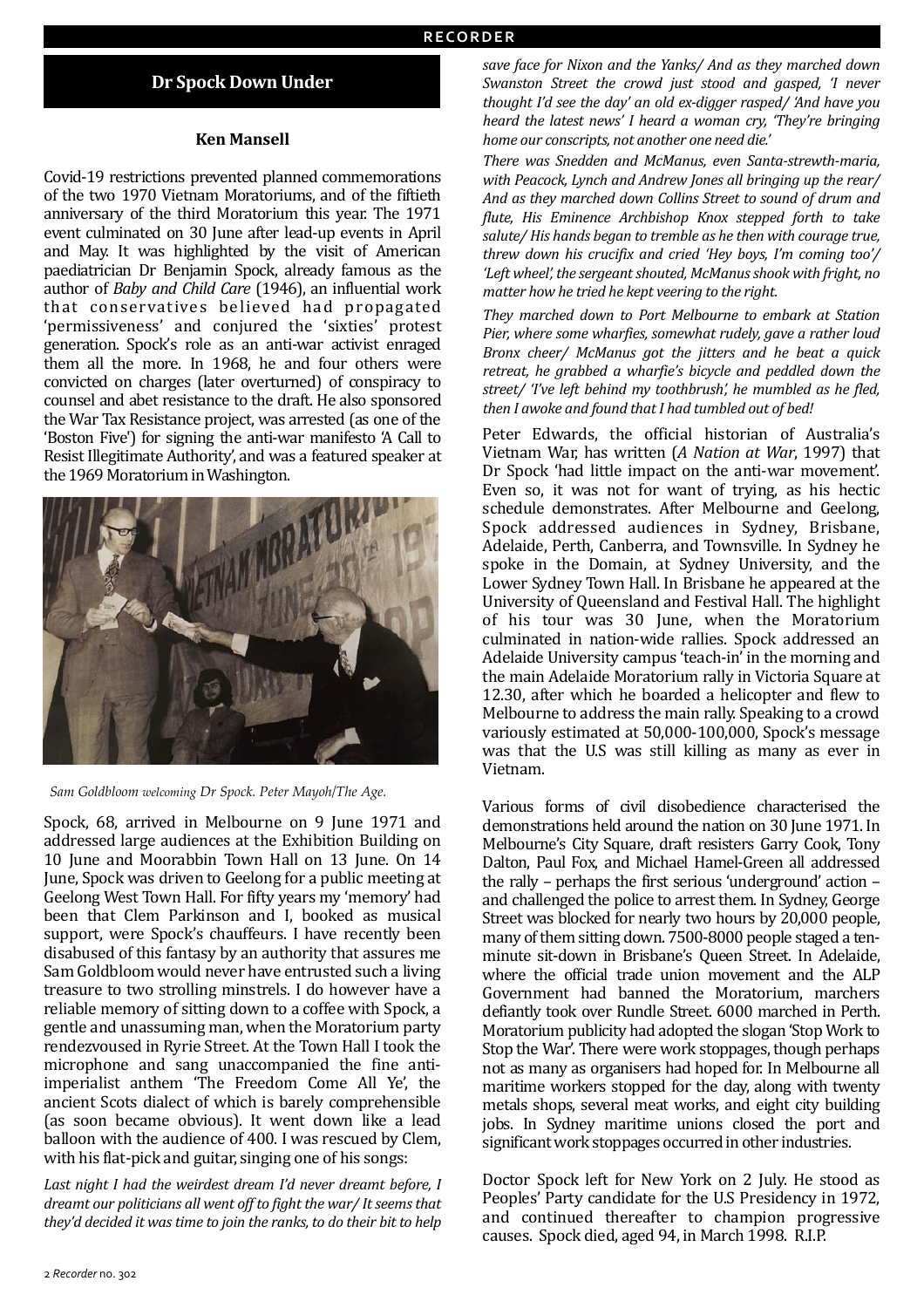## Dr Spock Down Under

**Ken Mansell**

Covid-19 restrictions prevented planned commemorations of the two 1970 Vietnam Moratoriums, and of the fiftieth anniversary of the third Moratorium this year. The 1971 event culminated on 30 June after lead-up events in April and May. It was highlighted by the visit of American paediatrician Dr Benjamin Spock, already famous as the author of *Baby and Child Care* (1946), an influential work that conservatives believed had propagated 'permissiveness' and conjured the 'sixties' protest generation. Spock's role as an anti-war activist enraged them all the more. In 1968, he and four others were convicted on charges (later overturned) of conspiracy to counsel and abet resistance to the draft. He also sponsored the War Tax Resistance project, was arrested (as one of the 'Boston Five') for signing the anti-war manifesto 'A Call to Resist Illegitimate Authority', and was a featured speaker at the 1969 Moratorium in Washington.

*Sam Goldbloom welcoming Dr Spock. Peter Mayoh/The Age.*

Spock, 68, arrived in Melbourne on 9 June 1971 and addressed large audiences at the Exhibition Building on 10 June and Moorabbin Town Hall on 13 June. On 14 June, Spock was driven to Geelong for a public meeting at Geelong West Town Hall. For fifty years my 'memory' had been that Clem Parkinson and I, booked as musical support, were Spock's chauffeurs. I have recently been disabused of this fantasy by an authority that assures me Sam Goldbloom would never have entrusted such a living treasure to two strolling minstrels. I do however have a reliable memory of sitting down to a coffee with Spock, a gentle and unassuming man, when the Moratorium party rendezvoused in Ryrie Street. At the Town Hall I took the microphone and sang unaccompanied the fine anti-imperialist anthem 'The Freedom Come All Ye', the ancient Scots dialect of which is barely comprehensible (as soon became obvious). It went down like a lead balloon with the audience of 400. I was rescued by Clem, with his flat-pick and guitar, singing one of his songs:

*Last night I had the weirdest dream I'd never dreamt before, I dreamt our politicians all went off to fight the war/ It seems that they'd decided it was time to join the ranks, to do their bit to help save face for Nixon and the Yanks/ And as they marched down Swanston Street the crowd just stood and gasped, 'I never thought I'd see the day' an old ex-digger rasped/ 'And have you heard the latest news' I heard a woman cry, 'They're bringing home our conscripts, not another one need die.'*

*There was Snedden and McManus, even Santa-strewth-maria, with Peacock, Lynch and Andrew Jones all bringing up the rear/ And as they marched down Collins Street to sound of drum and flute, His Eminence Archbishop Knox stepped forth to take salute/ His hands began to tremble as he then with courage true, threw down his crucifix and cried 'Hey boys, I'm coming too'/ 'Left wheel', the sergeant shouted, McManus shook with fright, no matter how he tried he kept veering to the right.*

*They marched down to Port Melbourne to embark at Station Pier, where some wharfies, somewhat rudely, gave a rather loud Bronx cheer/ McManus got the jitters and he beat a quick retreat, he grabbed a wharfie's bicycle and peddled down the street/ 'I've left behind my toothbrush', he mumbled as he fled, then I awoke and found that I had tumbled out of bed!*

Peter Edwards, the official historian of Australia's Vietnam War, has written (*A Nation at War*, 1997) that Dr Spock 'had little impact on the anti-war movement'. Even so, it was not for want of trying, as his hectic schedule demonstrates. After Melbourne and Geelong, Spock addressed audiences in Sydney, Brisbane, Adelaide, Perth, Canberra, and Townsville. In Sydney he spoke in the Domain, at Sydney University, and the Lower Sydney Town Hall. In Brisbane he appeared at the University of Queensland and Festival Hall. The highlight of his tour was 30 June, when the Moratorium culminated in nation-wide rallies. Spock addressed an Adelaide University campus 'teach-in' in the morning and the main Adelaide Moratorium rally in Victoria Square at 12.30, after which he boarded a helicopter and flew to Melbourne to address the main rally. Speaking to a crowd variously estimated at 50,000-100,000, Spock's message was that the U.S was still killing as many as ever in Vietnam.

Various forms of civil disobedience characterised the demonstrations held around the nation on 30 June 1971. In Melbourne's City Square, draft resisters Garry Cook, Tony Dalton, Paul Fox, and Michael Hamel-Green all addressed the rally – perhaps the first serious 'underground' action – and challenged the police to arrest them. In Sydney, George Street was blocked for nearly two hours by 20,000 people, many of them sitting down. 7500-8000 people staged a ten-minute sit-down in Brisbane's Queen Street. In Adelaide, where the official trade union movement and the ALP Government had banned the Moratorium, marchers defiantly took over Rundle Street. 6000 marched in Perth. Moratorium publicity had adopted the slogan 'Stop Work to Stop the War'. There were work stoppages, though perhaps not as many as organisers had hoped for. In Melbourne all maritime workers stopped for the day, along with twenty metals shops, several meat works, and eight city building jobs. In Sydney maritime unions closed the port and significant work stoppages occurred in other industries.

Doctor Spock left for New York on 2 July. He stood as Peoples' Party candidate for the U.S Presidency in 1972, and continued thereafter to champion progressive causes. Spock died, aged 94, in March 1998. R.I.P.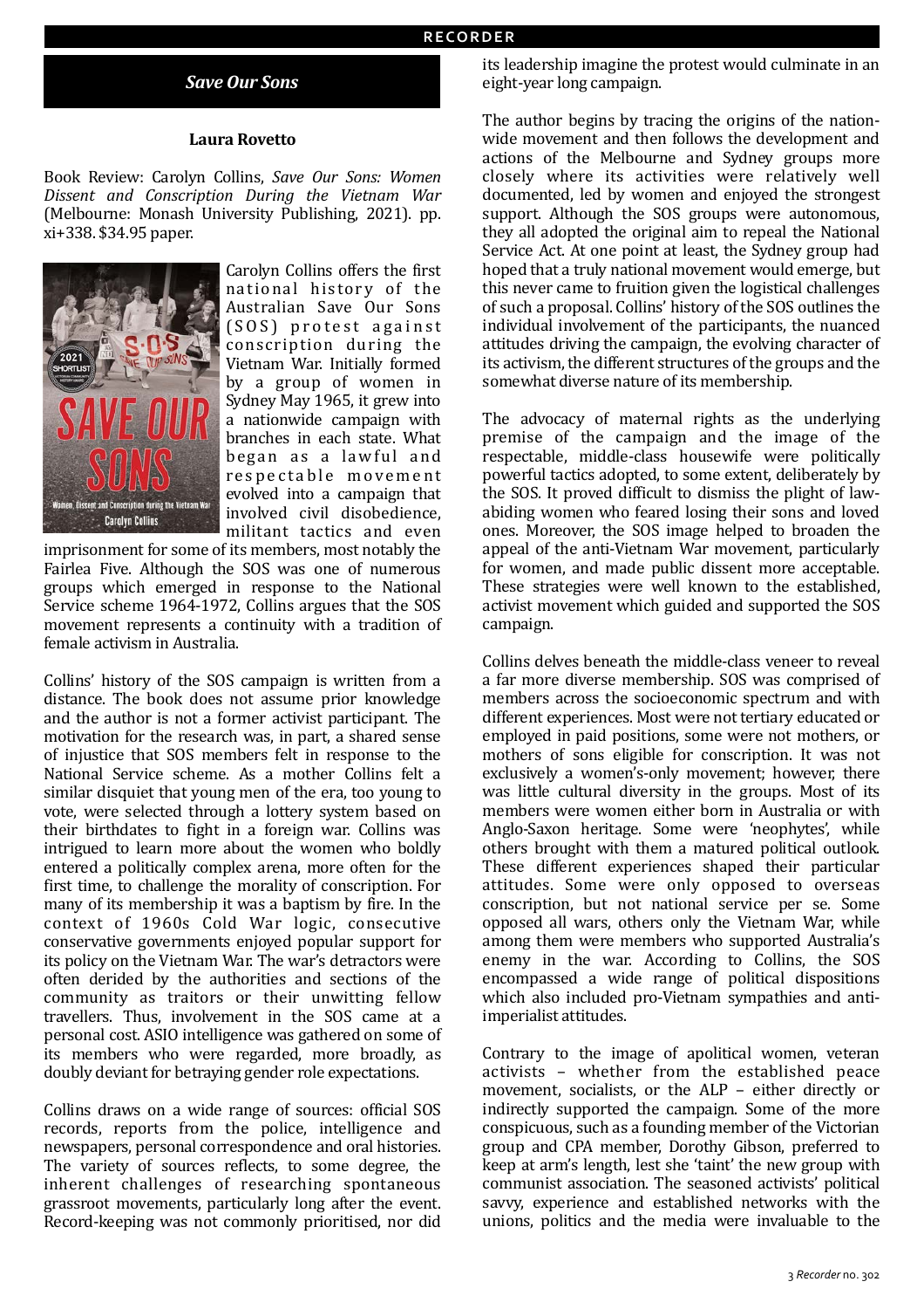## *Save Our Sons*

**Laura Rovetto**

Book Review: Carolyn Collins, *Save Our Sons: Women Dissent and Conscription During the Vietnam War* (Melbourne: Monash University Publishing, 2021). pp. xi+338. $34.95 paper.

Carolyn Collins offers the first national history of the Australian Save Our Sons (SOS) protest against conscription during the Vietnam War. Initially formed by a group of women in Sydney May 1965, it grew into a nationwide campaign with branches in each state. What began as a lawful and respectable movement evolved into a campaign that involved civil disobedience, militant tactics and even imprisonment for some of its members, most notably the Fairlea Five. Although the SOS was one of numerous groups which emerged in response to the National Service scheme 1964-1972, Collins argues that the SOS movement represents a continuity with a tradition of female activism in Australia.

Collins' history of the SOS campaign is written from a distance. The book does not assume prior knowledge and the author is not a former activist participant. The motivation for the research was, in part, a shared sense of injustice that SOS members felt in response to the National Service scheme. As a mother Collins felt a similar disquiet that young men of the era, too young to vote, were selected through a lottery system based on their birthdates to fight in a foreign war. Collins was intrigued to learn more about the women who boldly entered a politically complex arena, more often for the first time, to challenge the morality of conscription. For many of its membership it was a baptism by fire. In the context of 1960s Cold War logic, consecutive conservative governments enjoyed popular support for its policy on the Vietnam War. The war's detractors were often derided by the authorities and sections of the community as traitors or their unwitting fellow travellers. Thus, involvement in the SOS came at a personal cost. ASIO intelligence was gathered on some of its members who were regarded, more broadly, as doubly deviant for betraying gender role expectations.

Collins draws on a wide range of sources: official SOS records, reports from the police, intelligence and newspapers, personal correspondence and oral histories. The variety of sources reflects, to some degree, the inherent challenges of researching spontaneous grassroot movements, particularly long after the event. Record-keeping was not commonly prioritised, nor did its leadership imagine the protest would culminate in an eight-year long campaign.

The author begins by tracing the origins of the nation-wide movement and then follows the development and actions of the Melbourne and Sydney groups more closely where its activities were relatively well documented, led by women and enjoyed the strongest support. Although the SOS groups were autonomous, they all adopted the original aim to repeal the National Service Act. At one point at least, the Sydney group had hoped that a truly national movement would emerge, but this never came to fruition given the logistical challenges of such a proposal. Collins' history of the SOS outlines the individual involvement of the participants, the nuanced attitudes driving the campaign, the evolving character of its activism, the different structures of the groups and the somewhat diverse nature of its membership.

The advocacy of maternal rights as the underlying premise of the campaign and the image of the respectable, middle-class housewife were politically powerful tactics adopted, to some extent, deliberately by the SOS. It proved difficult to dismiss the plight of law-abiding women who feared losing their sons and loved ones. Moreover, the SOS image helped to broaden the appeal of the anti-Vietnam War movement, particularly for women, and made public dissent more acceptable. These strategies were well known to the established, activist movement which guided and supported the SOS campaign.

Collins delves beneath the middle-class veneer to reveal a far more diverse membership. SOS was comprised of members across the socioeconomic spectrum and with different experiences. Most were not tertiary educated or employed in paid positions, some were not mothers, or mothers of sons eligible for conscription. It was not exclusively a women's-only movement; however, there was little cultural diversity in the groups. Most of its members were women either born in Australia or with Anglo-Saxon heritage. Some were 'neophytes', while others brought with them a matured political outlook. These different experiences shaped their particular attitudes. Some were only opposed to overseas conscription, but not national service per se. Some opposed all wars, others only the Vietnam War, while among them were members who supported Australia's enemy in the war. According to Collins, the SOS encompassed a wide range of political dispositions which also included pro-Vietnam sympathies and anti-imperialist attitudes.

Contrary to the image of apolitical women, veteran activists – whether from the established peace movement, socialists, or the ALP – either directly or indirectly supported the campaign. Some of the more conspicuous, such as a founding member of the Victorian group and CPA member, Dorothy Gibson, preferred to keep at arm's length, lest she 'taint' the new group with communist association. The seasoned activists' political savvy, experience and established networks with the unions, politics and the media were invaluable to the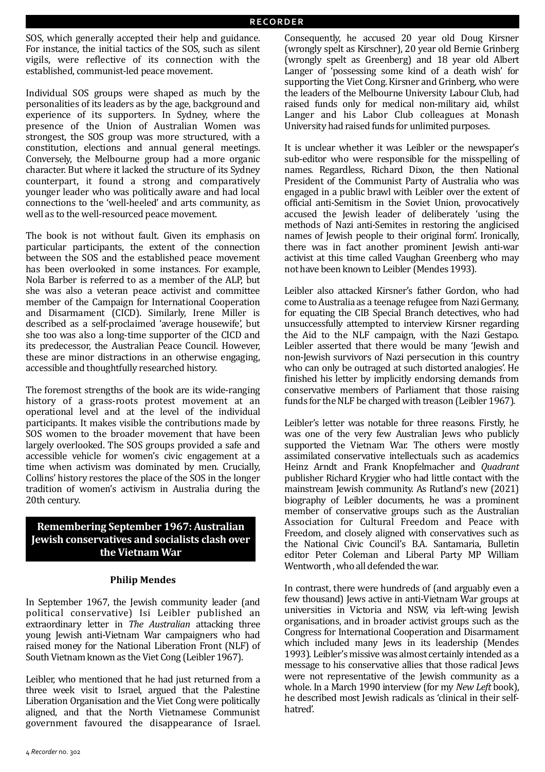SOS, which generally accepted their help and guidance. For instance, the initial tactics of the SOS, such as silent vigils, were reflective of its connection with the established, communist-led peace movement.

Individual SOS groups were shaped as much by the personalities of its leaders as by the age, background and experience of its supporters. In Sydney, where the presence of the Union of Australian Women was strongest, the SOS group was more structured, with a constitution, elections and annual general meetings. Conversely, the Melbourne group had a more organic character. But where it lacked the structure of its Sydney counterpart, it found a strong and comparatively younger leader who was politically aware and had local connections to the 'well-heeled' and arts community, as well as to the well-resourced peace movement.

The book is not without fault. Given its emphasis on particular participants, the extent of the connection between the SOS and the established peace movement has been overlooked in some instances. For example, Nola Barber is referred to as a member of the ALP, but she was also a veteran peace activist and committee member of the Campaign for International Cooperation and Disarmament (CICD). Similarly, Irene Miller is described as a self-proclaimed 'average housewife', but she too was also a long-time supporter of the CICD and its predecessor, the Australian Peace Council. However, these are minor distractions in an otherwise engaging, accessible and thoughtfully researched history.

The foremost strengths of the book are its wide-ranging history of a grass-roots protest movement at an operational level and at the level of the individual participants. It makes visible the contributions made by SOS women to the broader movement that have been largely overlooked. The SOS groups provided a safe and accessible vehicle for women's civic engagement at a time when activism was dominated by men. Crucially, Collins' history restores the place of the SOS in the longer tradition of women's activism in Australia during the 20th century.

## Remembering September 1967: Australian Jewish conservatives and socialists clash over the Vietnam War

**Philip Mendes**

In September 1967, the Jewish community leader (and political conservative) Isi Leibler published an extraordinary letter in *The Australian* attacking three young Jewish anti-Vietnam War campaigners who had raised money for the National Liberation Front (NLF) of South Vietnam known as the Viet Cong (Leibler 1967).

Leibler, who mentioned that he had just returned from a three week visit to Israel, argued that the Palestine Liberation Organisation and the Viet Cong were politically aligned, and that the North Vietnamese Communist government favoured the disappearance of Israel. Consequently, he accused 20 year old Doug Kirsner (wrongly spelt as Kirschner), 20 year old Bernie Grinberg (wrongly spelt as Greenberg) and 18 year old Albert Langer of 'possessing some kind of a death wish' for supporting the Viet Cong. Kirsner and Grinberg, who were the leaders of the Melbourne University Labour Club, had raised funds only for medical non-military aid, whilst Langer and his Labor Club colleagues at Monash University had raised funds for unlimited purposes.

It is unclear whether it was Leibler or the newspaper's sub-editor who were responsible for the misspelling of names. Regardless, Richard Dixon, the then National President of the Communist Party of Australia who was engaged in a public brawl with Leibler over the extent of official anti-Semitism in the Soviet Union, provocatively accused the Jewish leader of deliberately 'using the methods of Nazi anti-Semites in restoring the anglicised names of Jewish people to their original form'. Ironically, there was in fact another prominent Jewish anti-war activist at this time called Vaughan Greenberg who may not have been known to Leibler (Mendes 1993).

Leibler also attacked Kirsner's father Gordon, who had come to Australia as a teenage refugee from Nazi Germany, for equating the CIB Special Branch detectives, who had unsuccessfully attempted to interview Kirsner regarding the Aid to the NLF campaign, with the Nazi Gestapo. Leibler asserted that there would be many 'Jewish and non-Jewish survivors of Nazi persecution in this country who can only be outraged at such distorted analogies'. He finished his letter by implicitly endorsing demands from conservative members of Parliament that those raising funds for the NLF be charged with treason (Leibler 1967).

Leibler's letter was notable for three reasons. Firstly, he was one of the very few Australian Jews who publicly supported the Vietnam War. The others were mostly assimilated conservative intellectuals such as academics Heinz Arndt and Frank Knopfelmacher and *Quadrant* publisher Richard Krygier who had little contact with the mainstream Jewish community. As Rutland's new (2021) biography of Leibler documents, he was a prominent member of conservative groups such as the Australian Association for Cultural Freedom and Peace with Freedom, and closely aligned with conservatives such as the National Civic Council's B.A. Santamaria, Bulletin editor Peter Coleman and Liberal Party MP William Wentworth , who all defended the war.

In contrast, there were hundreds of (and arguably even a few thousand) Jews active in anti-Vietnam War groups at universities in Victoria and NSW, via left-wing Jewish organisations, and in broader activist groups such as the Congress for International Cooperation and Disarmament which included many Jews in its leadership (Mendes 1993). Leibler's missive was almost certainly intended as a message to his conservative allies that those radical Jews were not representative of the Jewish community as a whole. In a March 1990 interview (for my *New Left* book), he described most Jewish radicals as 'clinical in their self-hatred'.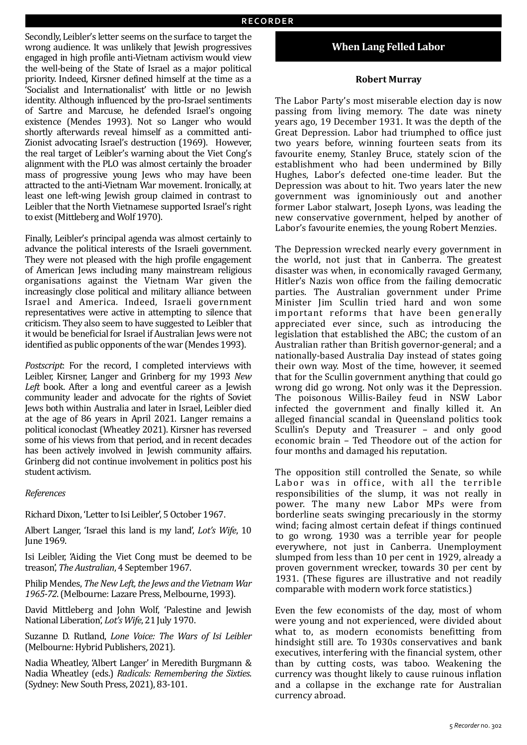Secondly, Leibler's letter seems on the surface to target the wrong audience. It was unlikely that Jewish progressives engaged in high profile anti-Vietnam activism would view the well-being of the State of Israel as a major political priority. Indeed, Kirsner defined himself at the time as a 'Socialist and Internationalist' with little or no Jewish identity. Although influenced by the pro-Israel sentiments of Sartre and Marcuse, he defended Israel's ongoing existence (Mendes 1993). Not so Langer who would shortly afterwards reveal himself as a committed anti-Zionist advocating Israel's destruction (1969). However, the real target of Leibler's warning about the Viet Cong's alignment with the PLO was almost certainly the broader mass of progressive young Jews who may have been attracted to the anti-Vietnam War movement. Ironically, at least one left-wing Jewish group claimed in contrast to Leibler that the North Vietnamese supported Israel's right to exist (Mittleberg and Wolf 1970).

Finally, Leibler's principal agenda was almost certainly to advance the political interests of the Israeli government. They were not pleased with the high profile engagement of American Jews including many mainstream religious organisations against the Vietnam War given the increasingly close political and military alliance between Israel and America. Indeed, Israeli government representatives were active in attempting to silence that criticism. They also seem to have suggested to Leibler that it would be beneficial for Israel if Australian Jews were not identified as public opponents of the war (Mendes 1993).

*Postscript*: For the record, I completed interviews with Leibler, Kirsner, Langer and Grinberg for my 1993 *New Left* book. After a long and eventful career as a Jewish community leader and advocate for the rights of Soviet Jews both within Australia and later in Israel, Leibler died at the age of 86 years in April 2021. Langer remains a political iconoclast (Wheatley 2021). Kirsner has reversed some of his views from that period, and in recent decades has been actively involved in Jewish community affairs. Grinberg did not continue involvement in politics post his student activism.

*References*

Richard Dixon, 'Letter to Isi Leibler', 5 October 1967.

Albert Langer, 'Israel this land is my land', *Lot's Wife*, 10 June 1969.

Isi Leibler, 'Aiding the Viet Cong must be deemed to be treason', *The Australian*, 4 September 1967.

Philip Mendes, *The New Left, the Jews and the Vietnam War 1965-72*. (Melbourne: Lazare Press, Melbourne, 1993).

David Mittleberg and John Wolf, 'Palestine and Jewish National Liberation', *Lot's Wife*, 21 July 1970.

Suzanne D. Rutland, *Lone Voice: The Wars of Isi Leibler* (Melbourne: Hybrid Publishers, 2021).

Nadia Wheatley, 'Albert Langer' in Meredith Burgmann & Nadia Wheatley (eds.) *Radicals: Remembering the Sixties*. (Sydney: New South Press, 2021), 83-101.

## When Lang Felled Labor

**Robert Murray**

The Labor Party's most miserable election day is now passing from living memory. The date was ninety years ago, 19 December 1931. It was the depth of the Great Depression. Labor had triumphed to office just two years before, winning fourteen seats from its favourite enemy, Stanley Bruce, stately scion of the establishment who had been undermined by Billy Hughes, Labor's defected one-time leader. But the Depression was about to hit. Two years later the new government was ignominiously out and another former Labor stalwart, Joseph Lyons, was leading the new conservative government, helped by another of Labor's favourite enemies, the young Robert Menzies.

The Depression wrecked nearly every government in the world, not just that in Canberra. The greatest disaster was when, in economically ravaged Germany, Hitler's Nazis won office from the failing democratic parties. The Australian government under Prime Minister Jim Scullin tried hard and won some important reforms that have been generally appreciated ever since, such as introducing the legislation that established the ABC; the custom of an Australian rather than British governor-general; and a nationally-based Australia Day instead of states going their own way. Most of the time, however, it seemed that for the Scullin government anything that could go wrong did go wrong. Not only was it the Depression. The poisonous Willis-Bailey feud in NSW Labor infected the government and finally killed it. An alleged financial scandal in Queensland politics took Scullin's Deputy and Treasurer – and only good economic brain – Ted Theodore out of the action for four months and damaged his reputation.

The opposition still controlled the Senate, so while Labor was in office, with all the terrible responsibilities of the slump, it was not really in power. The many new Labor MPs were from borderline seats swinging precariously in the stormy wind; facing almost certain defeat if things continued to go wrong. 1930 was a terrible year for people everywhere, not just in Canberra. Unemployment slumped from less than 10 per cent in 1929, already a proven government wrecker, towards 30 per cent by 1931. (These figures are illustrative and not readily comparable with modern work force statistics.)

Even the few economists of the day, most of whom were young and not experienced, were divided about what to, as modern economists benefitting from hindsight still are. To 1930s conservatives and bank executives, interfering with the financial system, other than by cutting costs, was taboo. Weakening the currency was thought likely to cause ruinous inflation and a collapse in the exchange rate for Australian currency abroad.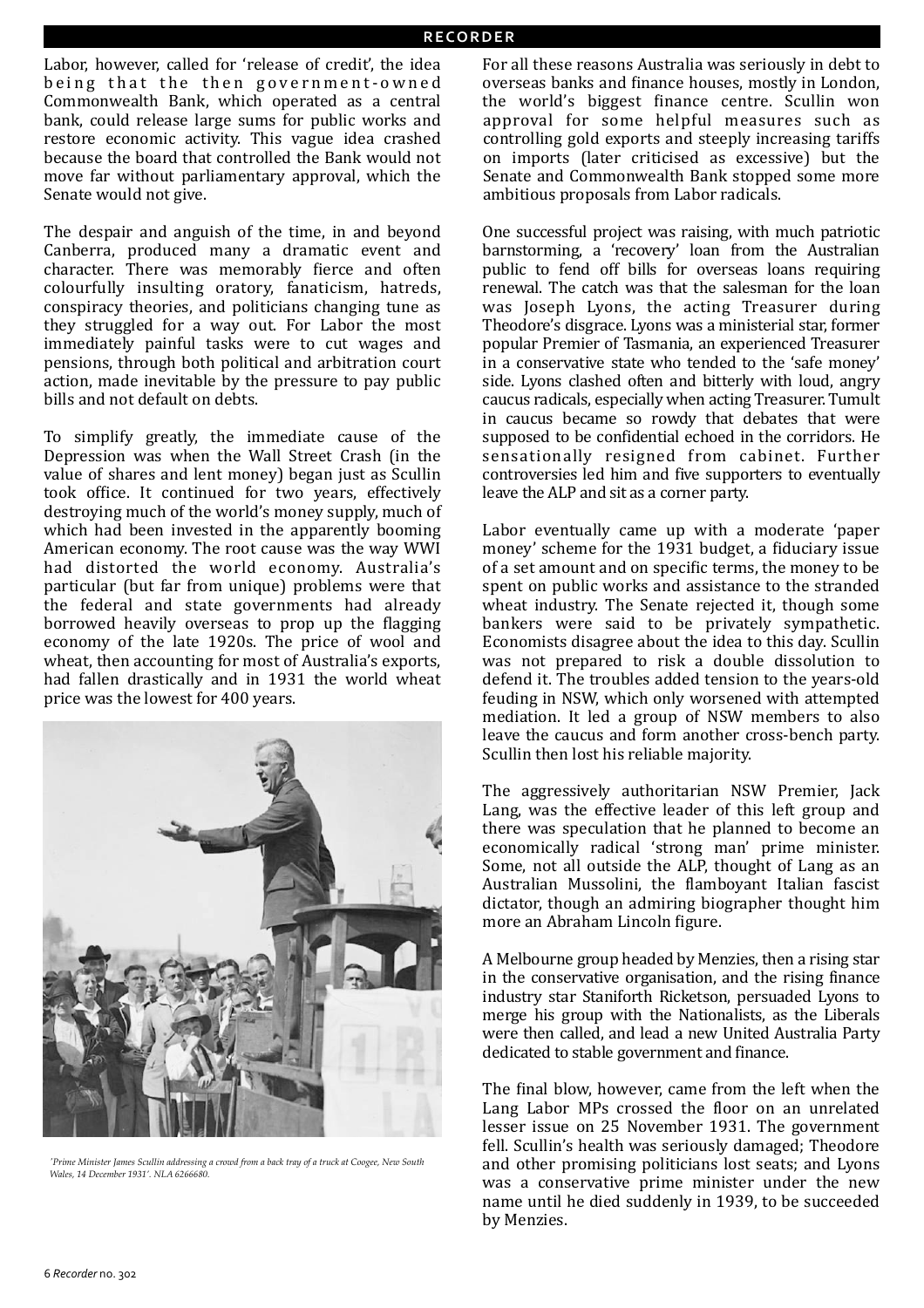Labor, however, called for 'release of credit', the idea being that the then government-owned Commonwealth Bank, which operated as a central bank, could release large sums for public works and restore economic activity. This vague idea crashed because the board that controlled the Bank would not move far without parliamentary approval, which the Senate would not give.

The despair and anguish of the time, in and beyond Canberra, produced many a dramatic event and character. There was memorably fierce and often colourfully insulting oratory, fanaticism, hatreds, conspiracy theories, and politicians changing tune as they struggled for a way out. For Labor the most immediately painful tasks were to cut wages and pensions, through both political and arbitration court action, made inevitable by the pressure to pay public bills and not default on debts.

To simplify greatly, the immediate cause of the Depression was when the Wall Street Crash (in the value of shares and lent money) began just as Scullin took office. It continued for two years, effectively destroying much of the world's money supply, much of which had been invested in the apparently booming American economy. The root cause was the way WWI had distorted the world economy. Australia's particular (but far from unique) problems were that the federal and state governments had already borrowed heavily overseas to prop up the flagging economy of the late 1920s. The price of wool and wheat, then accounting for most of Australia's exports, had fallen drastically and in 1931 the world wheat price was the lowest for 400 years.

*'Prime Minister James Scullin addressing a crowd from a back tray of a truck at Coogee, New South Wales, 14 December 1931'. NLA 6266680.*

For all these reasons Australia was seriously in debt to overseas banks and finance houses, mostly in London, the world's biggest finance centre. Scullin won approval for some helpful measures such as controlling gold exports and steeply increasing tariffs on imports (later criticised as excessive) but the Senate and Commonwealth Bank stopped some more ambitious proposals from Labor radicals.

One successful project was raising, with much patriotic barnstorming, a 'recovery' loan from the Australian public to fend off bills for overseas loans requiring renewal. The catch was that the salesman for the loan was Joseph Lyons, the acting Treasurer during Theodore's disgrace. Lyons was a ministerial star, former popular Premier of Tasmania, an experienced Treasurer in a conservative state who tended to the 'safe money' side. Lyons clashed often and bitterly with loud, angry caucus radicals, especially when acting Treasurer. Tumult in caucus became so rowdy that debates that were supposed to be confidential echoed in the corridors. He sensationally resigned from cabinet. Further controversies led him and five supporters to eventually leave the ALP and sit as a corner party.

Labor eventually came up with a moderate 'paper money' scheme for the 1931 budget, a fiduciary issue of a set amount and on specific terms, the money to be spent on public works and assistance to the stranded wheat industry. The Senate rejected it, though some bankers were said to be privately sympathetic. Economists disagree about the idea to this day. Scullin was not prepared to risk a double dissolution to defend it. The troubles added tension to the years-old feuding in NSW, which only worsened with attempted mediation. It led a group of NSW members to also leave the caucus and form another cross-bench party. Scullin then lost his reliable majority.

The aggressively authoritarian NSW Premier, Jack Lang, was the effective leader of this left group and there was speculation that he planned to become an economically radical 'strong man' prime minister. Some, not all outside the ALP, thought of Lang as an Australian Mussolini, the flamboyant Italian fascist dictator, though an admiring biographer thought him more an Abraham Lincoln figure.

A Melbourne group headed by Menzies, then a rising star in the conservative organisation, and the rising finance industry star Staniforth Ricketson, persuaded Lyons to merge his group with the Nationalists, as the Liberals were then called, and lead a new United Australia Party dedicated to stable government and finance.

The final blow, however, came from the left when the Lang Labor MPs crossed the floor on an unrelated lesser issue on 25 November 1931. The government fell. Scullin's health was seriously damaged; Theodore and other promising politicians lost seats; and Lyons was a conservative prime minister under the new name until he died suddenly in 1939, to be succeeded by Menzies.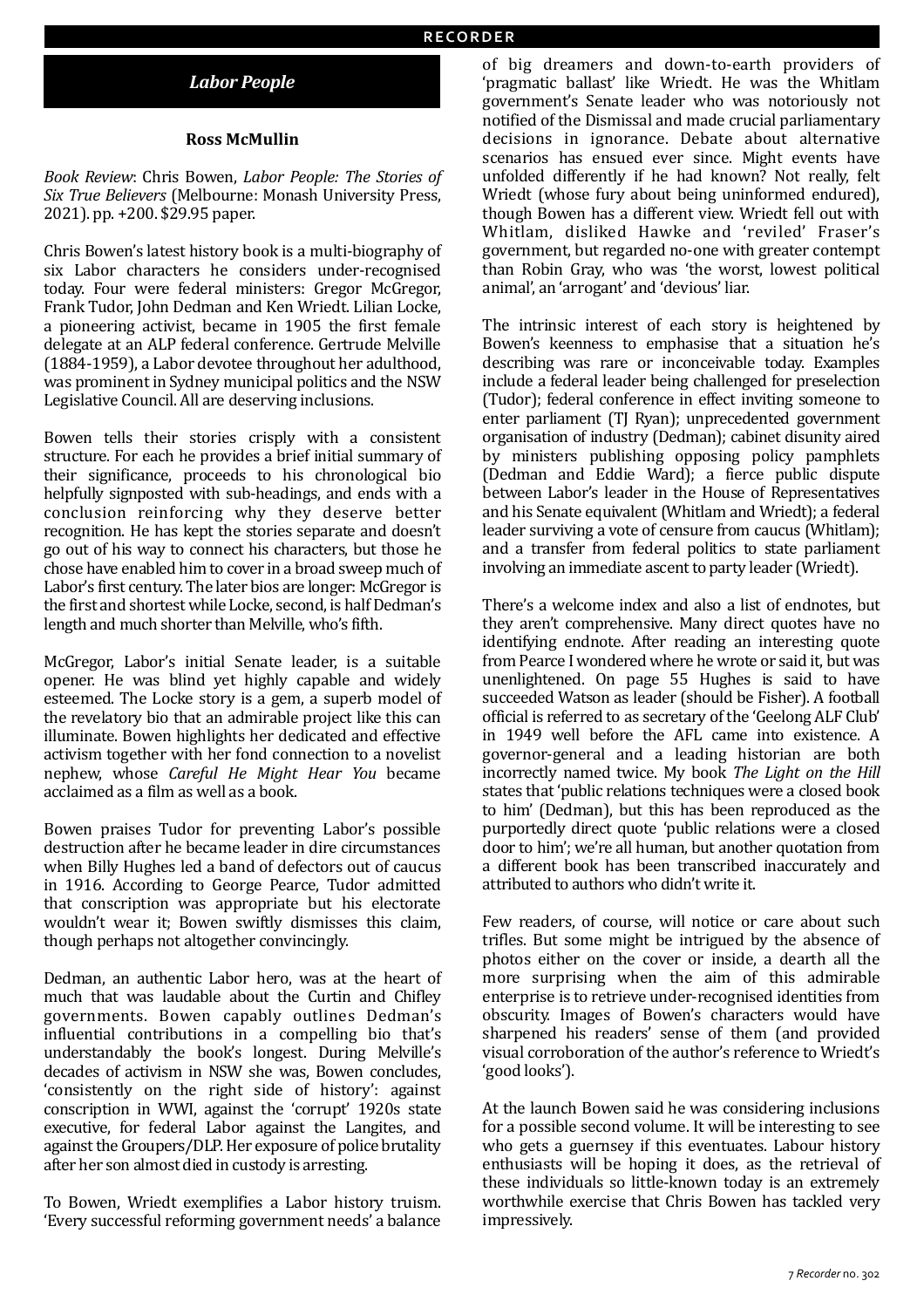## *Labor People*

**Ross McMullin**

*Book Review*: Chris Bowen, *Labor People: The Stories of Six True Believers* (Melbourne: Monash University Press, 2021). pp. +200. $29.95 paper.

Chris Bowen's latest history book is a multi-biography of six Labor characters he considers under-recognised today. Four were federal ministers: Gregor McGregor, Frank Tudor, John Dedman and Ken Wriedt. Lilian Locke, a pioneering activist, became in 1905 the first female delegate at an ALP federal conference. Gertrude Melville (1884-1959), a Labor devotee throughout her adulthood, was prominent in Sydney municipal politics and the NSW Legislative Council. All are deserving inclusions.

Bowen tells their stories crisply with a consistent structure. For each he provides a brief initial summary of their significance, proceeds to his chronological bio helpfully signposted with sub-headings, and ends with a conclusion reinforcing why they deserve better recognition. He has kept the stories separate and doesn't go out of his way to connect his characters, but those he chose have enabled him to cover in a broad sweep much of Labor's first century. The later bios are longer: McGregor is the first and shortest while Locke, second, is half Dedman's length and much shorter than Melville, who's fifth.

McGregor, Labor's initial Senate leader, is a suitable opener. He was blind yet highly capable and widely esteemed. The Locke story is a gem, a superb model of the revelatory bio that an admirable project like this can illuminate. Bowen highlights her dedicated and effective activism together with her fond connection to a novelist nephew, whose *Careful He Might Hear You* became acclaimed as a film as well as a book.

Bowen praises Tudor for preventing Labor's possible destruction after he became leader in dire circumstances when Billy Hughes led a band of defectors out of caucus in 1916. According to George Pearce, Tudor admitted that conscription was appropriate but his electorate wouldn't wear it; Bowen swiftly dismisses this claim, though perhaps not altogether convincingly.

Dedman, an authentic Labor hero, was at the heart of much that was laudable about the Curtin and Chifley governments. Bowen capably outlines Dedman's influential contributions in a compelling bio that's understandably the book's longest. During Melville's decades of activism in NSW she was, Bowen concludes, 'consistently on the right side of history': against conscription in WWI, against the 'corrupt' 1920s state executive, for federal Labor against the Langites, and against the Groupers/DLP. Her exposure of police brutality after her son almost died in custody is arresting.

To Bowen, Wriedt exemplifies a Labor history truism. 'Every successful reforming government needs' a balance of big dreamers and down-to-earth providers of 'pragmatic ballast' like Wriedt. He was the Whitlam government's Senate leader who was notoriously not notified of the Dismissal and made crucial parliamentary decisions in ignorance. Debate about alternative scenarios has ensued ever since. Might events have unfolded differently if he had known? Not really, felt Wriedt (whose fury about being uninformed endured), though Bowen has a different view. Wriedt fell out with Whitlam, disliked Hawke and 'reviled' Fraser's government, but regarded no-one with greater contempt than Robin Gray, who was 'the worst, lowest political animal', an 'arrogant' and 'devious' liar.

The intrinsic interest of each story is heightened by Bowen's keenness to emphasise that a situation he's describing was rare or inconceivable today. Examples include a federal leader being challenged for preselection (Tudor); federal conference in effect inviting someone to enter parliament (TJ Ryan); unprecedented government organisation of industry (Dedman); cabinet disunity aired by ministers publishing opposing policy pamphlets (Dedman and Eddie Ward); a fierce public dispute between Labor's leader in the House of Representatives and his Senate equivalent (Whitlam and Wriedt); a federal leader surviving a vote of censure from caucus (Whitlam); and a transfer from federal politics to state parliament involving an immediate ascent to party leader (Wriedt).

There's a welcome index and also a list of endnotes, but they aren't comprehensive. Many direct quotes have no identifying endnote. After reading an interesting quote from Pearce I wondered where he wrote or said it, but was unenlightened. On page 55 Hughes is said to have succeeded Watson as leader (should be Fisher). A football official is referred to as secretary of the 'Geelong ALF Club' in 1949 well before the AFL came into existence. A governor-general and a leading historian are both incorrectly named twice. My book *The Light on the Hill* states that 'public relations techniques were a closed book to him' (Dedman), but this has been reproduced as the purportedly direct quote 'public relations were a closed door to him'; we're all human, but another quotation from a different book has been transcribed inaccurately and attributed to authors who didn't write it.

Few readers, of course, will notice or care about such trifles. But some might be intrigued by the absence of photos either on the cover or inside, a dearth all the more surprising when the aim of this admirable enterprise is to retrieve under-recognised identities from obscurity. Images of Bowen's characters would have sharpened his readers' sense of them (and provided visual corroboration of the author's reference to Wriedt's 'good looks').

At the launch Bowen said he was considering inclusions for a possible second volume. It will be interesting to see who gets a guernsey if this eventuates. Labour history enthusiasts will be hoping it does, as the retrieval of these individuals so little-known today is an extremely worthwhile exercise that Chris Bowen has tackled very impressively.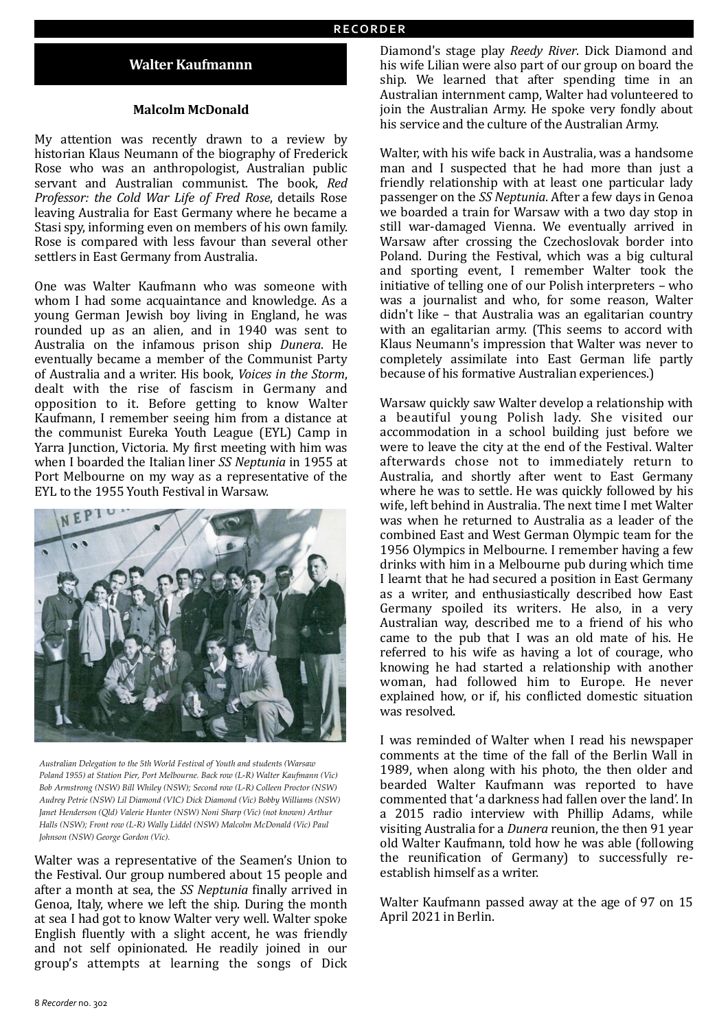## Walter Kaufmannn

**Malcolm McDonald**

My attention was recently drawn to a review by historian Klaus Neumann of the biography of Frederick Rose who was an anthropologist, Australian public servant and Australian communist. The book, *Red Professor: the Cold War Life of Fred Rose*, details Rose leaving Australia for East Germany where he became a Stasi spy, informing even on members of his own family. Rose is compared with less favour than several other settlers in East Germany from Australia.

One was Walter Kaufmann who was someone with whom I had some acquaintance and knowledge. As a young German Jewish boy living in England, he was rounded up as an alien, and in 1940 was sent to Australia on the infamous prison ship *Dunera*. He eventually became a member of the Communist Party of Australia and a writer. His book, *Voices in the Storm*, dealt with the rise of fascism in Germany and opposition to it. Before getting to know Walter Kaufmann, I remember seeing him from a distance at the communist Eureka Youth League (EYL) Camp in Yarra Junction, Victoria. My first meeting with him was when I boarded the Italian liner *SS Neptunia* in 1955 at Port Melbourne on my way as a representative of the EYL to the 1955 Youth Festival in Warsaw.

*Australian Delegation to the 5th World Festival of Youth and students (Warsaw Poland 1955) at Station Pier, Port Melbourne. Back row (L-R) Walter Kaufmann (Vic) Bob Armstrong (NSW) Bill Whiley (NSW); Second row (L-R) Colleen Proctor (NSW) Audrey Petrie (NSW) Lil Diamond (VIC) Dick Diamond (Vic) Bobby Williams (NSW) Janet Henderson (Qld) Valerie Hunter (NSW) Noni Sharp (Vic) (not known) Arthur Halls (NSW); Front row (L-R) Wally Liddel (NSW) Malcolm McDonald (Vic) Paul Johnson (NSW) George Gordon (Vic).*

Walter was a representative of the Seamen's Union to the Festival. Our group numbered about 15 people and after a month at sea, the *SS Neptunia* finally arrived in Genoa, Italy, where we left the ship. During the month at sea I had got to know Walter very well. Walter spoke English fluently with a slight accent, he was friendly and not self opinionated. He readily joined in our group's attempts at learning the songs of Dick Diamond's stage play *Reedy River*. Dick Diamond and his wife Lilian were also part of our group on board the ship. We learned that after spending time in an Australian internment camp, Walter had volunteered to join the Australian Army. He spoke very fondly about his service and the culture of the Australian Army.

Walter, with his wife back in Australia, was a handsome man and I suspected that he had more than just a friendly relationship with at least one particular lady passenger on the *SS Neptunia*. After a few days in Genoa we boarded a train for Warsaw with a two day stop in still war-damaged Vienna. We eventually arrived in Warsaw after crossing the Czechoslovak border into Poland. During the Festival, which was a big cultural and sporting event, I remember Walter took the initiative of telling one of our Polish interpreters – who was a journalist and who, for some reason, Walter didn't like – that Australia was an egalitarian country with an egalitarian army. (This seems to accord with Klaus Neumann's impression that Walter was never to completely assimilate into East German life partly because of his formative Australian experiences.)

Warsaw quickly saw Walter develop a relationship with a beautiful young Polish lady. She visited our accommodation in a school building just before we were to leave the city at the end of the Festival. Walter afterwards chose not to immediately return to Australia, and shortly after went to East Germany where he was to settle. He was quickly followed by his wife, left behind in Australia. The next time I met Walter was when he returned to Australia as a leader of the combined East and West German Olympic team for the 1956 Olympics in Melbourne. I remember having a few drinks with him in a Melbourne pub during which time I learnt that he had secured a position in East Germany as a writer, and enthusiastically described how East Germany spoiled its writers. He also, in a very Australian way, described me to a friend of his who came to the pub that I was an old mate of his. He referred to his wife as having a lot of courage, who knowing he had started a relationship with another woman, had followed him to Europe. He never explained how, or if, his conflicted domestic situation was resolved.

I was reminded of Walter when I read his newspaper comments at the time of the fall of the Berlin Wall in 1989, when along with his photo, the then older and bearded Walter Kaufmann was reported to have commented that 'a darkness had fallen over the land'. In a 2015 radio interview with Phillip Adams, while visiting Australia for a *Dunera* reunion, the then 91 year old Walter Kaufmann, told how he was able (following the reunification of Germany) to successfully re-establish himself as a writer.

Walter Kaufmann passed away at the age of 97 on 15 April 2021 in Berlin.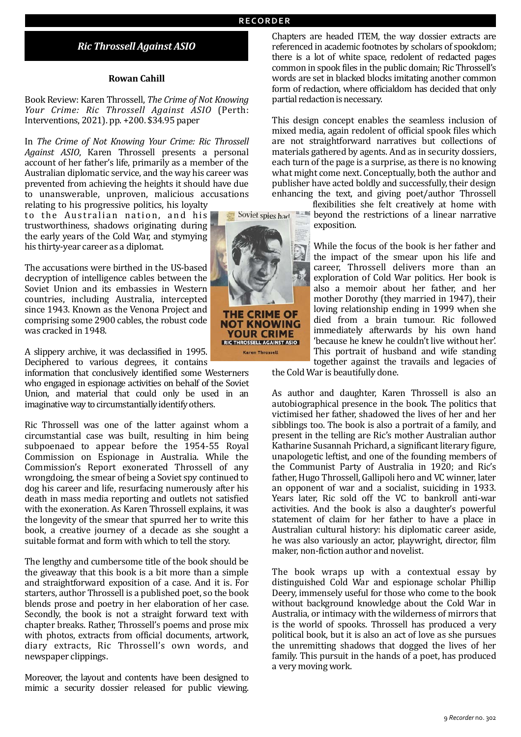## *Ric Throssell Against ASIO*

**Rowan Cahill**

Book Review: Karen Throssell, *The Crime of Not Knowing Your Crime: Ric Throssell Against ASIO* (Perth: Interventions, 2021). pp. +200. $34.95 paper

In *The Crime of Not Knowing Your Crime: Ric Throssell Against ASIO*, Karen Throssell presents a personal account of her father's life, primarily as a member of the Australian diplomatic service, and the way his career was prevented from achieving the heights it should have due to unanswerable, unproven, malicious accusations relating to his progressive politics, his loyalty to the Australian nation, and his trustworthiness, shadows originating during the early years of the Cold War, and stymying his thirty-year career as a diplomat.

The accusations were birthed in the US-based decryption of intelligence cables between the Soviet Union and its embassies in Western countries, including Australia, intercepted since 1943. Known as the Venona Project and comprising some 2900 cables, the robust code was cracked in 1948.

A slippery archive, it was declassified in 1995. Deciphered to various degrees, it contains information that conclusively identified some Westerners who engaged in espionage activities on behalf of the Soviet Union, and material that could only be used in an imaginative way to circumstantially identify others.

Ric Throssell was one of the latter against whom a circumstantial case was built, resulting in him being subpoenaed to appear before the 1954-55 Royal Commission on Espionage in Australia. While the Commission's Report exonerated Throssell of any wrongdoing, the smear of being a Soviet spy continued to dog his career and life, resurfacing numerously after his death in mass media reporting and outlets not satisfied with the exoneration. As Karen Throssell explains, it was the longevity of the smear that spurred her to write this book, a creative journey of a decade as she sought a suitable format and form with which to tell the story.

The lengthy and cumbersome title of the book should be the giveaway that this book is a bit more than a simple and straightforward exposition of a case. And it is. For starters, author Throssell is a published poet, so the book blends prose and poetry in her elaboration of her case. Secondly, the book is not a straight forward text with chapter breaks. Rather, Throssell's poems and prose mix with photos, extracts from official documents, artwork, diary extracts, Ric Throssell's own words, and newspaper clippings.

Moreover, the layout and contents have been designed to mimic a security dossier released for public viewing. Chapters are headed ITEM, the way dossier extracts are referenced in academic footnotes by scholars of spookdom; there is a lot of white space, redolent of redacted pages common in spook files in the public domain; Ric Throssell's words are set in blacked blocks imitating another common form of redaction, where officialdom has decided that only partial redaction is necessary.

This design concept enables the seamless inclusion of mixed media, again redolent of official spook files which are not straightforward narratives but collections of materials gathered by agents. And as in security dossiers, each turn of the page is a surprise, as there is no knowing what might come next. Conceptually, both the author and publisher have acted boldly and successfully, their design enhancing the text, and giving poet/author Throssell flexibilities she felt creatively at home with beyond the restrictions of a linear narrative exposition.

While the focus of the book is her father and the impact of the smear upon his life and career, Throssell delivers more than an exploration of Cold War politics. Her book is also a memoir about her father, and her mother Dorothy (they married in 1947), their loving relationship ending in 1999 when she died from a brain tumour. Ric followed immediately afterwards by his own hand 'because he knew he couldn't live without her'. This portrait of husband and wife standing together against the travails and legacies of the Cold War is beautifully done.

As author and daughter, Karen Throssell is also an autobiographical presence in the book. The politics that victimised her father, shadowed the lives of her and her siblings too. The book is also a portrait of a family, and present in the telling are Ric's mother Australian author Katharine Susannah Prichard, a significant literary figure, unapologetic leftist, and one of the founding members of the Communist Party of Australia in 1920; and Ric's father, Hugo Throssell, Gallipoli hero and VC winner, later an opponent of war and a socialist, suiciding in 1933. Years later, Ric sold off the VC to bankroll anti-war activities. And the book is also a daughter's powerful statement of claim for her father to have a place in Australian cultural history: his diplomatic career aside, he was also variously an actor, playwright, director, film maker, non-fiction author and novelist.

The book wraps up with a contextual essay by distinguished Cold War and espionage scholar Phillip Deery, immensely useful for those who come to the book without background knowledge about the Cold War in Australia, or intimacy with the wilderness of mirrors that is the world of spooks. Throssell has produced a very political book, but it is also an act of love as she pursues the unremitting shadows that dogged the lives of her family. This pursuit in the hands of a poet, has produced a very moving work.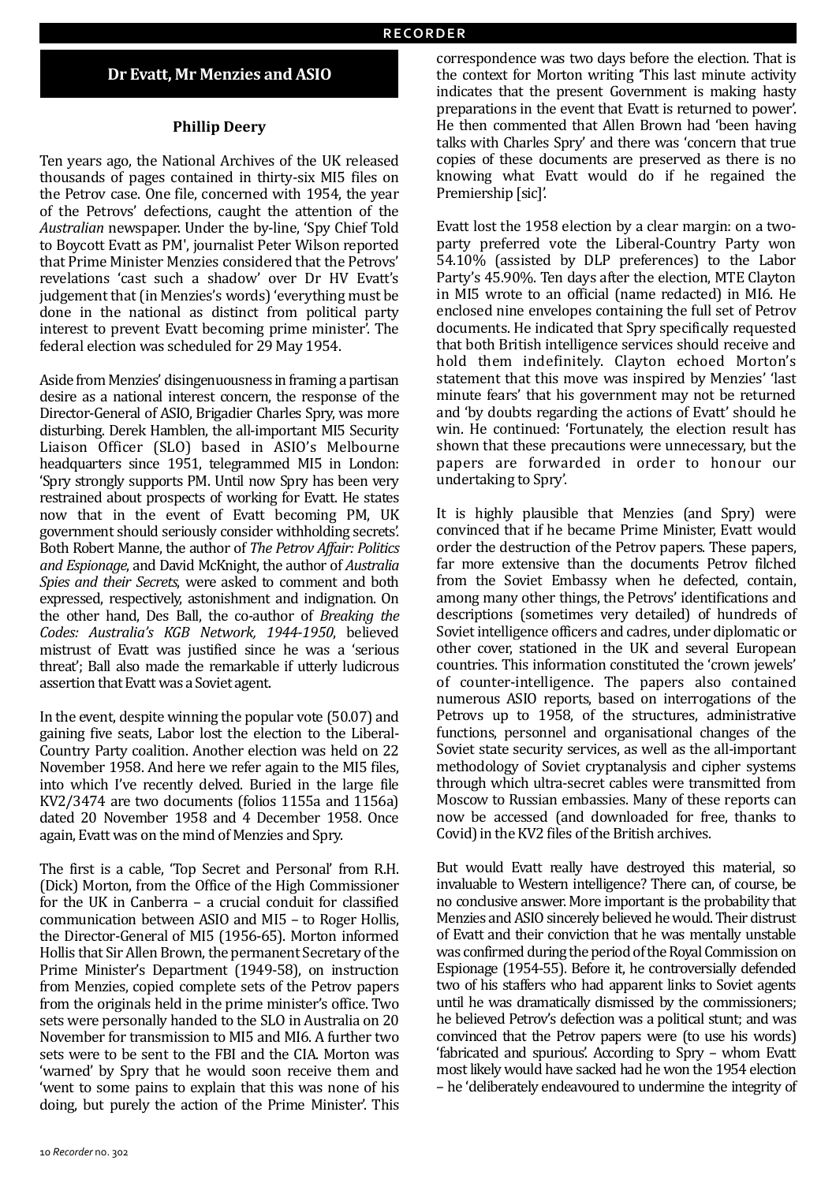## Dr Evatt, Mr Menzies and ASIO

**Phillip Deery**

Ten years ago, the National Archives of the UK released thousands of pages contained in thirty-six MI5 files on the Petrov case. One file, concerned with 1954, the year of the Petrovs' defections, caught the attention of the *Australian* newspaper. Under the by-line, 'Spy Chief Told to Boycott Evatt as PM', journalist Peter Wilson reported that Prime Minister Menzies considered that the Petrovs' revelations 'cast such a shadow' over Dr HV Evatt's judgement that (in Menzies's words) 'everything must be done in the national as distinct from political party interest to prevent Evatt becoming prime minister'. The federal election was scheduled for 29 May 1954.

Aside from Menzies' disingenuousness in framing a partisan desire as a national interest concern, the response of the Director-General of ASIO, Brigadier Charles Spry, was more disturbing. Derek Hamblen, the all-important MI5 Security Liaison Officer (SLO) based in ASIO's Melbourne headquarters since 1951, telegrammed MI5 in London: 'Spry strongly supports PM. Until now Spry has been very restrained about prospects of working for Evatt. He states now that in the event of Evatt becoming PM, UK government should seriously consider withholding secrets'. Both Robert Manne, the author of *The Petrov Affair: Politics and Espionage*, and David McKnight, the author of *Australia Spies and their Secrets*, were asked to comment and both expressed, respectively, astonishment and indignation. On the other hand, Des Ball, the co-author of *Breaking the Codes: Australia's KGB Network, 1944-1950*, believed mistrust of Evatt was justified since he was a 'serious threat'; Ball also made the remarkable if utterly ludicrous assertion that Evatt was a Soviet agent.

In the event, despite winning the popular vote (50.07) and gaining five seats, Labor lost the election to the Liberal-Country Party coalition. Another election was held on 22 November 1958. And here we refer again to the MI5 files, into which I've recently delved. Buried in the large file KV2/3474 are two documents (folios 1155a and 1156a) dated 20 November 1958 and 4 December 1958. Once again, Evatt was on the mind of Menzies and Spry.

The first is a cable, 'Top Secret and Personal' from R.H. (Dick) Morton, from the Office of the High Commissioner for the UK in Canberra – a crucial conduit for classified communication between ASIO and MI5 – to Roger Hollis, the Director-General of MI5 (1956-65). Morton informed Hollis that Sir Allen Brown, the permanent Secretary of the Prime Minister's Department (1949-58), on instruction from Menzies, copied complete sets of the Petrov papers from the originals held in the prime minister's office. Two sets were personally handed to the SLO in Australia on 20 November for transmission to MI5 and MI6. A further two sets were to be sent to the FBI and the CIA. Morton was 'warned' by Spry that he would soon receive them and 'went to some pains to explain that this was none of his doing, but purely the action of the Prime Minister'. This correspondence was two days before the election. That is the context for Morton writing 'This last minute activity indicates that the present Government is making hasty preparations in the event that Evatt is returned to power'. He then commented that Allen Brown had 'been having talks with Charles Spry' and there was 'concern that true copies of these documents are preserved as there is no knowing what Evatt would do if he regained the Premiership [sic]'.

Evatt lost the 1958 election by a clear margin: on a two-party preferred vote the Liberal-Country Party won 54.10% (assisted by DLP preferences) to the Labor Party's 45.90%. Ten days after the election, MTE Clayton in MI5 wrote to an official (name redacted) in MI6. He enclosed nine envelopes containing the full set of Petrov documents. He indicated that Spry specifically requested that both British intelligence services should receive and hold them indefinitely. Clayton echoed Morton's statement that this move was inspired by Menzies' 'last minute fears' that his government may not be returned and 'by doubts regarding the actions of Evatt' should he win. He continued: 'Fortunately, the election result has shown that these precautions were unnecessary, but the papers are forwarded in order to honour our undertaking to Spry'.

It is highly plausible that Menzies (and Spry) were convinced that if he became Prime Minister, Evatt would order the destruction of the Petrov papers. These papers, far more extensive than the documents Petrov filched from the Soviet Embassy when he defected, contain, among many other things, the Petrovs' identifications and descriptions (sometimes very detailed) of hundreds of Soviet intelligence officers and cadres, under diplomatic or other cover, stationed in the UK and several European countries. This information constituted the 'crown jewels' of counter-intelligence. The papers also contained numerous ASIO reports, based on interrogations of the Petrovs up to 1958, of the structures, administrative functions, personnel and organisational changes of the Soviet state security services, as well as the all-important methodology of Soviet cryptanalysis and cipher systems through which ultra-secret cables were transmitted from Moscow to Russian embassies. Many of these reports can now be accessed (and downloaded for free, thanks to Covid) in the KV2 files of the British archives.

But would Evatt really have destroyed this material, so invaluable to Western intelligence? There can, of course, be no conclusive answer. More important is the probability that Menzies and ASIO sincerely believed he would. Their distrust of Evatt and their conviction that he was mentally unstable was confirmed during the period of the Royal Commission on Espionage (1954-55). Before it, he controversially defended two of his staffers who had apparent links to Soviet agents until he was dramatically dismissed by the commissioners; he believed Petrov's defection was a political stunt; and was convinced that the Petrov papers were (to use his words) 'fabricated and spurious'. According to Spry – whom Evatt most likely would have sacked had he won the 1954 election – he 'deliberately endeavoured to undermine the integrity of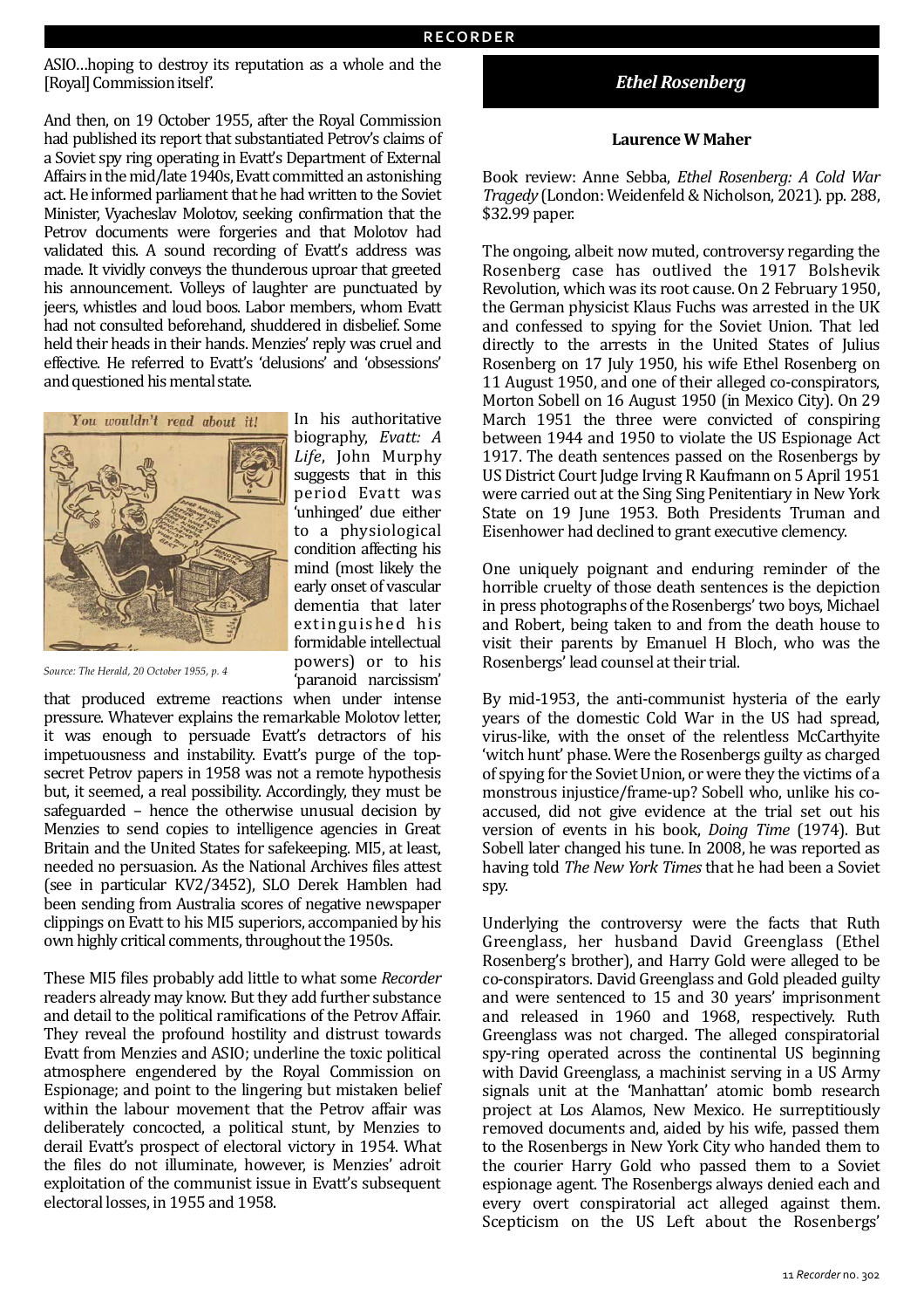ASIO…hoping to destroy its reputation as a whole and the [Royal] Commission itself'.

And then, on 19 October 1955, after the Royal Commission had published its report that substantiated Petrov's claims of a Soviet spy ring operating in Evatt's Department of External Affairs in the mid/late 1940s, Evatt committed an astonishing act. He informed parliament that he had written to the Soviet Minister, Vyacheslav Molotov, seeking confirmation that the Petrov documents were forgeries and that Molotov had validated this. A sound recording of Evatt's address was made. It vividly conveys the thunderous uproar that greeted his announcement. Volleys of laughter are punctuated by jeers, whistles and loud boos. Labor members, whom Evatt had not consulted beforehand, shuddered in disbelief. Some held their heads in their hands. Menzies' reply was cruel and effective. He referred to Evatt's 'delusions' and 'obsessions' and questioned his mental state.

*Source: The Herald, 20 October 1955, p. 4*

In his authoritative biography, *Evatt: A Life*, John Murphy suggests that in this period Evatt was 'unhinged' due either to a physiological condition affecting his mind (most likely the early onset of vascular dementia that later extinguished his formidable intellectual powers) or to his 'paranoid narcissism' that produced extreme reactions when under intense pressure. Whatever explains the remarkable Molotov letter, it was enough to persuade Evatt's detractors of his impetuousness and instability. Evatt's purge of the top-secret Petrov papers in 1958 was not a remote hypothesis but, it seemed, a real possibility. Accordingly, they must be safeguarded – hence the otherwise unusual decision by Menzies to send copies to intelligence agencies in Great Britain and the United States for safekeeping. MI5, at least, needed no persuasion. As the National Archives files attest (see in particular KV2/3452), SLO Derek Hamblen had been sending from Australia scores of negative newspaper clippings on Evatt to his MI5 superiors, accompanied by his own highly critical comments, throughout the 1950s.

These MI5 files probably add little to what some *Recorder* readers already may know. But they add further substance and detail to the political ramifications of the Petrov Affair. They reveal the profound hostility and distrust towards Evatt from Menzies and ASIO; underline the toxic political atmosphere engendered by the Royal Commission on Espionage; and point to the lingering but mistaken belief within the labour movement that the Petrov affair was deliberately concocted, a political stunt, by Menzies to derail Evatt's prospect of electoral victory in 1954. What the files do not illuminate, however, is Menzies' adroit exploitation of the communist issue in Evatt's subsequent electoral losses, in 1955 and 1958.

## *Ethel Rosenberg*

**Laurence W Maher**

Book review: Anne Sebba, *Ethel Rosenberg: A Cold War Tragedy* (London: Weidenfeld & Nicholson, 2021). pp. 288, $32.99 paper.

The ongoing, albeit now muted, controversy regarding the Rosenberg case has outlived the 1917 Bolshevik Revolution, which was its root cause. On 2 February 1950, the German physicist Klaus Fuchs was arrested in the UK and confessed to spying for the Soviet Union. That led directly to the arrests in the United States of Julius Rosenberg on 17 July 1950, his wife Ethel Rosenberg on 11 August 1950, and one of their alleged co-conspirators, Morton Sobell on 16 August 1950 (in Mexico City). On 29 March 1951 the three were convicted of conspiring between 1944 and 1950 to violate the US Espionage Act 1917. The death sentences passed on the Rosenbergs by US District Court Judge Irving R Kaufmann on 5 April 1951 were carried out at the Sing Sing Penitentiary in New York State on 19 June 1953. Both Presidents Truman and Eisenhower had declined to grant executive clemency.

One uniquely poignant and enduring reminder of the horrible cruelty of those death sentences is the depiction in press photographs of the Rosenbergs' two boys, Michael and Robert, being taken to and from the death house to visit their parents by Emanuel H Bloch, who was the Rosenbergs' lead counsel at their trial.

By mid-1953, the anti-communist hysteria of the early years of the domestic Cold War in the US had spread, virus-like, with the onset of the relentless McCarthyite 'witch hunt' phase. Were the Rosenbergs guilty as charged of spying for the Soviet Union, or were they the victims of a monstrous injustice/frame-up? Sobell who, unlike his co-accused, did not give evidence at the trial set out his version of events in his book, *Doing Time* (1974). But Sobell later changed his tune. In 2008, he was reported as having told *The New York Times* that he had been a Soviet spy.

Underlying the controversy were the facts that Ruth Greenglass, her husband David Greenglass (Ethel Rosenberg's brother), and Harry Gold were alleged to be co-conspirators. David Greenglass and Gold pleaded guilty and were sentenced to 15 and 30 years' imprisonment and released in 1960 and 1968, respectively. Ruth Greenglass was not charged. The alleged conspiratorial spy-ring operated across the continental US beginning with David Greenglass, a machinist serving in a US Army signals unit at the 'Manhattan' atomic bomb research project at Los Alamos, New Mexico. He surreptitiously removed documents and, aided by his wife, passed them to the Rosenbergs in New York City who handed them to the courier Harry Gold who passed them to a Soviet espionage agent. The Rosenbergs always denied each and every overt conspiratorial act alleged against them. Scepticism on the US Left about the Rosenbergs'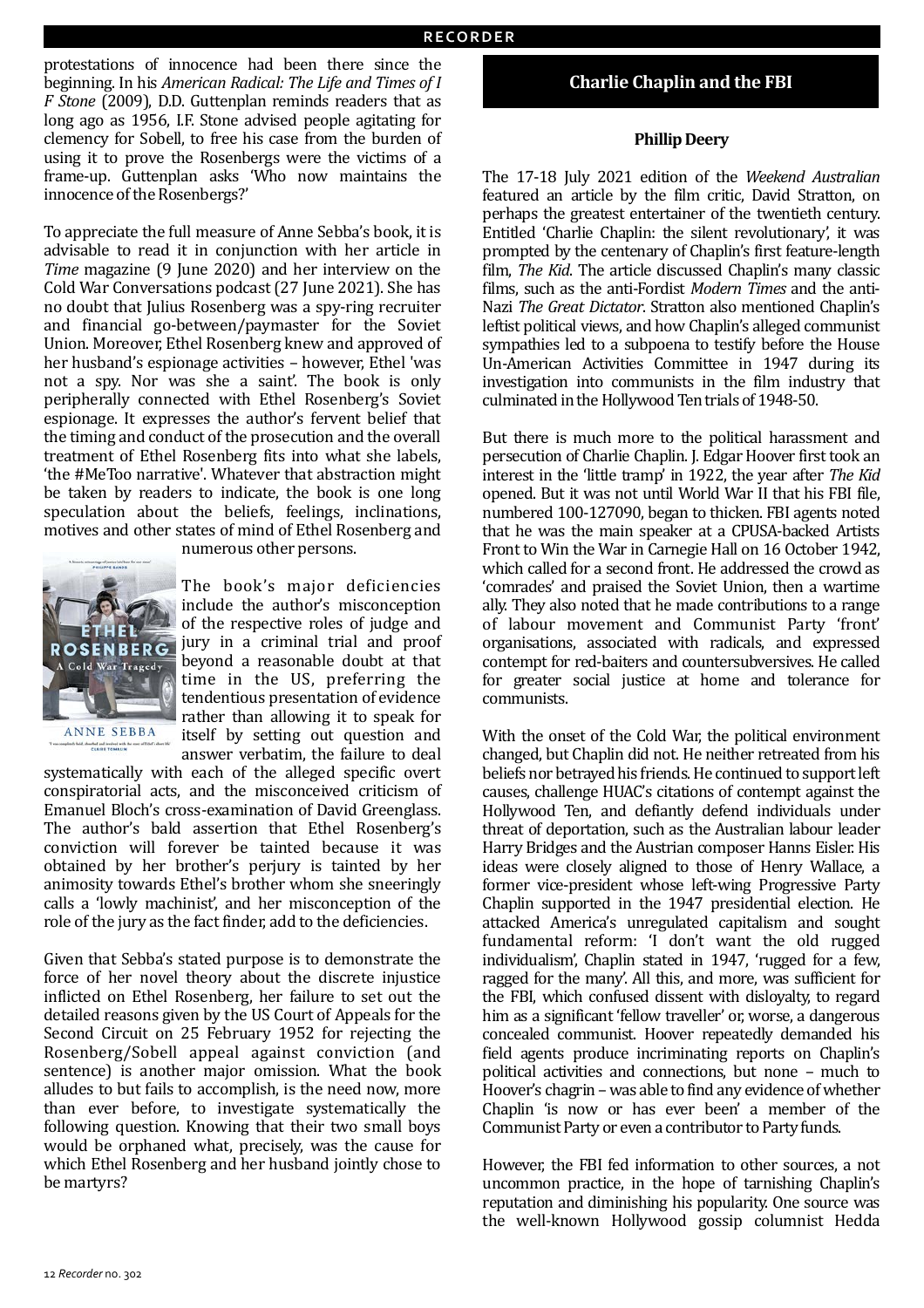protestations of innocence had been there since the beginning. In his *American Radical: The Life and Times of I F Stone* (2009), D.D. Guttenplan reminds readers that as long ago as 1956, I.F. Stone advised people agitating for clemency for Sobell, to free his case from the burden of using it to prove the Rosenbergs were the victims of a frame-up. Guttenplan asks 'Who now maintains the innocence of the Rosenbergs?'

To appreciate the full measure of Anne Sebba's book, it is advisable to read it in conjunction with her article in *Time* magazine (9 June 2020) and her interview on the Cold War Conversations podcast (27 June 2021). She has no doubt that Julius Rosenberg was a spy-ring recruiter and financial go-between/paymaster for the Soviet Union. Moreover, Ethel Rosenberg knew and approved of her husband's espionage activities – however, Ethel 'was not a spy. Nor was she a saint'. The book is only peripherally connected with Ethel Rosenberg's Soviet espionage. It expresses the author's fervent belief that the timing and conduct of the prosecution and the overall treatment of Ethel Rosenberg fits into what she labels, 'the #MeToo narrative'. Whatever that abstraction might be taken by readers to indicate, the book is one long speculation about the beliefs, feelings, inclinations, motives and other states of mind of Ethel Rosenberg and numerous other persons.

The book's major deficiencies include the author's misconception of the respective roles of judge and jury in a criminal trial and proof beyond a reasonable doubt at that time in the US, preferring the tendentious presentation of evidence rather than allowing it to speak for itself by setting out question and answer verbatim, the failure to deal systematically with each of the alleged specific overt conspiratorial acts, and the misconceived criticism of Emanuel Bloch's cross-examination of David Greenglass. The author's bald assertion that Ethel Rosenberg's conviction will forever be tainted because it was obtained by her brother's perjury is tainted by her animosity towards Ethel's brother whom she sneeringly calls a 'lowly machinist', and her misconception of the role of the jury as the fact finder, add to the deficiencies.

Given that Sebba's stated purpose is to demonstrate the force of her novel theory about the discrete injustice inflicted on Ethel Rosenberg, her failure to set out the detailed reasons given by the US Court of Appeals for the Second Circuit on 25 February 1952 for rejecting the Rosenberg/Sobell appeal against conviction (and sentence) is another major omission. What the book alludes to but fails to accomplish, is the need now, more than ever before, to investigate systematically the following question. Knowing that their two small boys would be orphaned what, precisely, was the cause for which Ethel Rosenberg and her husband jointly chose to be martyrs?

## Charlie Chaplin and the FBI

**Phillip Deery**

The 17-18 July 2021 edition of the *Weekend Australian* featured an article by the film critic, David Stratton, on perhaps the greatest entertainer of the twentieth century. Entitled 'Charlie Chaplin: the silent revolutionary', it was prompted by the centenary of Chaplin's first feature-length film, *The Kid*. The article discussed Chaplin's many classic films, such as the anti-Fordist *Modern Times* and the anti-Nazi *The Great Dictator*. Stratton also mentioned Chaplin's leftist political views, and how Chaplin's alleged communist sympathies led to a subpoena to testify before the House Un-American Activities Committee in 1947 during its investigation into communists in the film industry that culminated in the Hollywood Ten trials of 1948-50.

But there is much more to the political harassment and persecution of Charlie Chaplin. J. Edgar Hoover first took an interest in the 'little tramp' in 1922, the year after *The Kid* opened. But it was not until World War II that his FBI file, numbered 100-127090, began to thicken. FBI agents noted that he was the main speaker at a CPUSA-backed Artists Front to Win the War in Carnegie Hall on 16 October 1942, which called for a second front. He addressed the crowd as 'comrades' and praised the Soviet Union, then a wartime ally. They also noted that he made contributions to a range of labour movement and Communist Party 'front' organisations, associated with radicals, and expressed contempt for red-baiters and countersubversives. He called for greater social justice at home and tolerance for communists.

With the onset of the Cold War, the political environment changed, but Chaplin did not. He neither retreated from his beliefs nor betrayed his friends. He continued to support left causes, challenge HUAC's citations of contempt against the Hollywood Ten, and defiantly defend individuals under threat of deportation, such as the Australian labour leader Harry Bridges and the Austrian composer Hanns Eisler. His ideas were closely aligned to those of Henry Wallace, a former vice-president whose left-wing Progressive Party Chaplin supported in the 1947 presidential election. He attacked America's unregulated capitalism and sought fundamental reform: 'I don't want the old rugged individualism', Chaplin stated in 1947, 'rugged for a few, ragged for the many'. All this, and more, was sufficient for the FBI, which confused dissent with disloyalty, to regard him as a significant 'fellow traveller' or, worse, a dangerous concealed communist. Hoover repeatedly demanded his field agents produce incriminating reports on Chaplin's political activities and connections, but none – much to Hoover's chagrin – was able to find any evidence of whether Chaplin 'is now or has ever been' a member of the Communist Party or even a contributor to Party funds.

However, the FBI fed information to other sources, a not uncommon practice, in the hope of tarnishing Chaplin's reputation and diminishing his popularity. One source was the well-known Hollywood gossip columnist Hedda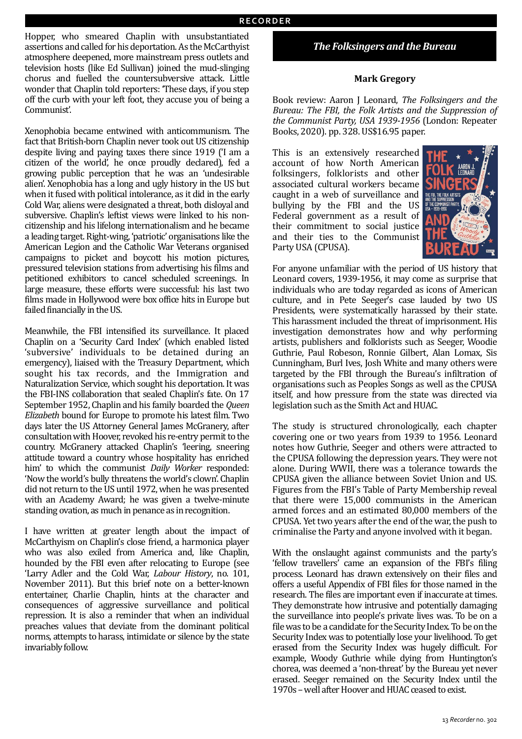Hopper, who smeared Chaplin with unsubstantiated assertions and called for his deportation. As the McCarthyist atmosphere deepened, more mainstream press outlets and television hosts (like Ed Sullivan) joined the mud-slinging chorus and fuelled the countersubversive attack. Little wonder that Chaplin told reporters: 'These days, if you step off the curb with your left foot, they accuse you of being a Communist'.

Xenophobia became entwined with anticommunism. The fact that British-born Chaplin never took out US citizenship despite living and paying taxes there since 1919 ('I am a citizen of the world', he once proudly declared), fed a growing public perception that he was an 'undesirable alien'. Xenophobia has a long and ugly history in the US but when it fused with political intolerance, as it did in the early Cold War, aliens were designated a threat, both disloyal and subversive. Chaplin's leftist views were linked to his non-citizenship and his lifelong internationalism and he became a leading target. Right-wing, 'patriotic' organisations like the American Legion and the Catholic War Veterans organised campaigns to picket and boycott his motion pictures, pressured television stations from advertising his films and petitioned exhibitors to cancel scheduled screenings. In large measure, these efforts were successful: his last two films made in Hollywood were box office hits in Europe but failed financially in the US.

Meanwhile, the FBI intensified its surveillance. It placed Chaplin on a 'Security Card Index' (which enabled listed 'subversive' individuals to be detained during an emergency), liaised with the Treasury Department, which sought his tax records, and the Immigration and Naturalization Service, which sought his deportation. It was the FBI-INS collaboration that sealed Chaplin's fate. On 17 September 1952, Chaplin and his family boarded the *Queen Elizabeth* bound for Europe to promote his latest film. Two days later the US Attorney General James McGranery, after consultation with Hoover, revoked his re-entry permit to the country. McGranery attacked Chaplin's 'leering, sneering attitude toward a country whose hospitality has enriched him' to which the communist *Daily Worker* responded: 'Now the world's bully threatens the world's clown'. Chaplin did not return to the US until 1972, when he was presented with an Academy Award; he was given a twelve-minute standing ovation, as much in penance as in recognition.

I have written at greater length about the impact of McCarthyism on Chaplin's close friend, a harmonica player who was also exiled from America and, like Chaplin, hounded by the FBI even after relocating to Europe (see 'Larry Adler and the Cold War, *Labour History*, no. 101, November 2011). But this brief note on a better-known entertainer, Charlie Chaplin, hints at the character and consequences of aggressive surveillance and political repression. It is also a reminder that when an individual preaches values that deviate from the dominant political norms, attempts to harass, intimidate or silence by the state invariably follow.

## *The Folksingers and the Bureau*

**Mark Gregory**

Book review: Aaron J Leonard, *The Folksingers and the Bureau: The FBI, the Folk Artists and the Suppression of the Communist Party, USA 1939-1956* (London: Repeater Books, 2020). pp. 328. US$16.95 paper.

This is an extensively researched account of how North American folksingers, folklorists and other associated cultural workers became caught in a web of surveillance and bullying by the FBI and the US Federal government as a result of their commitment to social justice and their ties to the Communist Party USA (CPUSA).

For anyone unfamiliar with the period of US history that Leonard covers, 1939-1956, it may come as surprise that individuals who are today regarded as icons of American culture, and in Pete Seeger's case lauded by two US Presidents, were systematically harassed by their state. This harassment included the threat of imprisonment. His investigation demonstrates how and why performing artists, publishers and folklorists such as Seeger, Woodie Guthrie, Paul Robeson, Ronnie Gilbert, Alan Lomax, Sis Cunningham, Burl Ives, Josh White and many others were targeted by the FBI through the Bureau's infiltration of organisations such as Peoples Songs as well as the CPUSA itself, and how pressure from the state was directed via legislation such as the Smith Act and HUAC.

The study is structured chronologically, each chapter covering one or two years from 1939 to 1956. Leonard notes how Guthrie, Seeger and others were attracted to the CPUSA following the depression years. They were not alone. During WWII, there was a tolerance towards the CPUSA given the alliance between Soviet Union and US. Figures from the FBI's Table of Party Membership reveal that there were 15,000 communists in the American armed forces and an estimated 80,000 members of the CPUSA. Yet two years after the end of the war, the push to criminalise the Party and anyone involved with it began.

With the onslaught against communists and the party's 'fellow travellers' came an expansion of the FBI's filing process. Leonard has drawn extensively on their files and offers a useful Appendix of FBI files for those named in the research. The files are important even if inaccurate at times. They demonstrate how intrusive and potentially damaging the surveillance into people's private lives was. To be on a file was to be a candidate for the Security Index. To be on the Security Index was to potentially lose your livelihood. To get erased from the Security Index was hugely difficult. For example, Woody Guthrie while dying from Huntington's chorea, was deemed a 'non-threat' by the Bureau yet never erased. Seeger remained on the Security Index until the 1970s – well after Hoover and HUAC ceased to exist.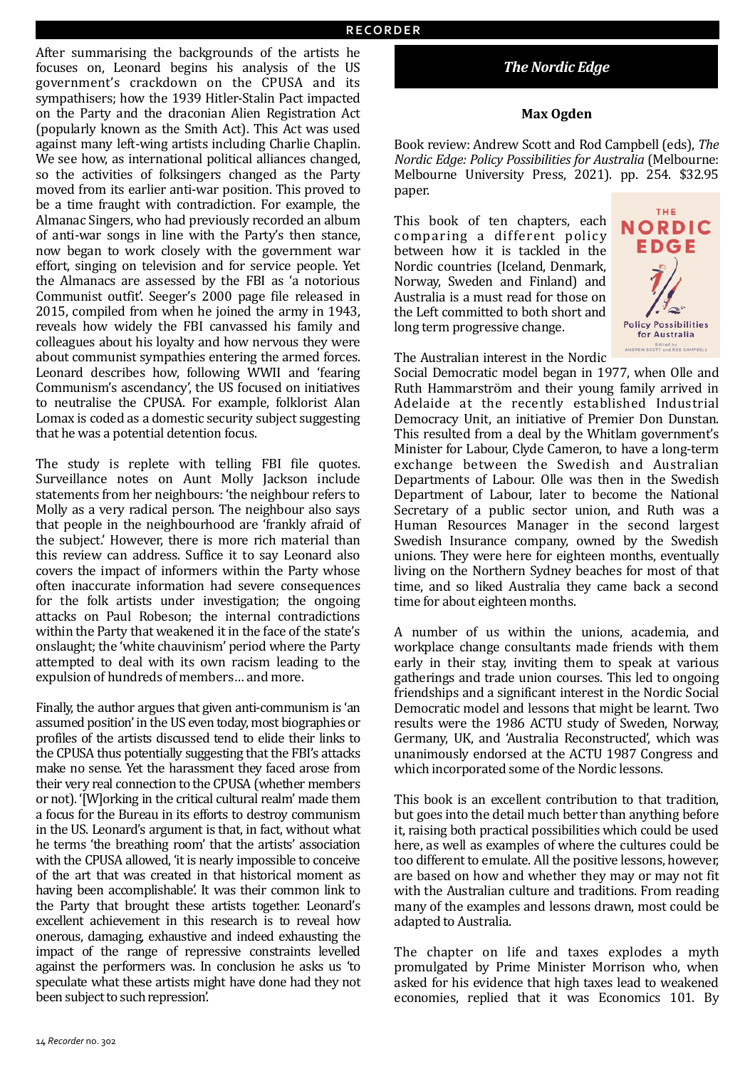After summarising the backgrounds of the artists he focuses on, Leonard begins his analysis of the US government's crackdown on the CPUSA and its sympathisers; how the 1939 Hitler-Stalin Pact impacted on the Party and the draconian Alien Registration Act (popularly known as the Smith Act). This Act was used against many left-wing artists including Charlie Chaplin. We see how, as international political alliances changed, so the activities of folksingers changed as the Party moved from its earlier anti-war position. This proved to be a time fraught with contradiction. For example, the Almanac Singers, who had previously recorded an album of anti-war songs in line with the Party's then stance, now began to work closely with the government war effort, singing on television and for service people. Yet the Almanacs are assessed by the FBI as 'a notorious Communist outfit'. Seeger's 2000 page file released in 2015, compiled from when he joined the army in 1943, reveals how widely the FBI canvassed his family and colleagues about his loyalty and how nervous they were about communist sympathies entering the armed forces. Leonard describes how, following WWII and 'fearing Communism's ascendancy', the US focused on initiatives to neutralise the CPUSA. For example, folklorist Alan Lomax is coded as a domestic security subject suggesting that he was a potential detention focus.

The study is replete with telling FBI file quotes. Surveillance notes on Aunt Molly Jackson include statements from her neighbours: 'the neighbour refers to Molly as a very radical person. The neighbour also says that people in the neighbourhood are 'frankly afraid of the subject.' However, there is more rich material than this review can address. Suffice it to say Leonard also covers the impact of informers within the Party whose often inaccurate information had severe consequences for the folk artists under investigation; the ongoing attacks on Paul Robeson; the internal contradictions within the Party that weakened it in the face of the state's onslaught; the 'white chauvinism' period where the Party attempted to deal with its own racism leading to the expulsion of hundreds of members… and more.

Finally, the author argues that given anti-communism is 'an assumed position' in the US even today, most biographies or profiles of the artists discussed tend to elide their links to the CPUSA thus potentially suggesting that the FBI's attacks make no sense. Yet the harassment they faced arose from their very real connection to the CPUSA (whether members or not). '[W]orking in the critical cultural realm' made them a focus for the Bureau in its efforts to destroy communism in the US. Leonard's argument is that, in fact, without what he terms 'the breathing room' that the artists' association with the CPUSA allowed, 'it is nearly impossible to conceive of the art that was created in that historical moment as having been accomplishable'. It was their common link to the Party that brought these artists together. Leonard's excellent achievement in this research is to reveal how onerous, damaging, exhaustive and indeed exhausting the impact of the range of repressive constraints levelled against the performers was. In conclusion he asks us 'to speculate what these artists might have done had they not been subject to such repression'.

## *The Nordic Edge*

**Max Ogden**

Book review: Andrew Scott and Rod Campbell (eds), *The Nordic Edge: Policy Possibilities for Australia* (Melbourne: Melbourne University Press, 2021). pp. 254. $32.95 paper.

This book of ten chapters, each comparing a different policy between how it is tackled in the Nordic countries (Iceland, Denmark, Norway, Sweden and Finland) and Australia is a must read for those on the Left committed to both short and long term progressive change.

The Australian interest in the Nordic Social Democratic model began in 1977, when Olle and Ruth Hammarström and their young family arrived in Adelaide at the recently established Industrial Democracy Unit, an initiative of Premier Don Dunstan. This resulted from a deal by the Whitlam government's Minister for Labour, Clyde Cameron, to have a long-term exchange between the Swedish and Australian Departments of Labour. Olle was then in the Swedish Department of Labour, later to become the National Secretary of a public sector union, and Ruth was a Human Resources Manager in the second largest Swedish Insurance company, owned by the Swedish unions. They were here for eighteen months, eventually living on the Northern Sydney beaches for most of that time, and so liked Australia they came back a second time for about eighteen months.

A number of us within the unions, academia, and workplace change consultants made friends with them early in their stay, inviting them to speak at various gatherings and trade union courses. This led to ongoing friendships and a significant interest in the Nordic Social Democratic model and lessons that might be learnt. Two results were the 1986 ACTU study of Sweden, Norway, Germany, UK, and 'Australia Reconstructed', which was unanimously endorsed at the ACTU 1987 Congress and which incorporated some of the Nordic lessons.

This book is an excellent contribution to that tradition, but goes into the detail much better than anything before it, raising both practical possibilities which could be used here, as well as examples of where the cultures could be too different to emulate. All the positive lessons, however, are based on how and whether they may or may not fit with the Australian culture and traditions. From reading many of the examples and lessons drawn, most could be adapted to Australia.

The chapter on life and taxes explodes a myth promulgated by Prime Minister Morrison who, when asked for his evidence that high taxes lead to weakened economies, replied that it was Economics 101. By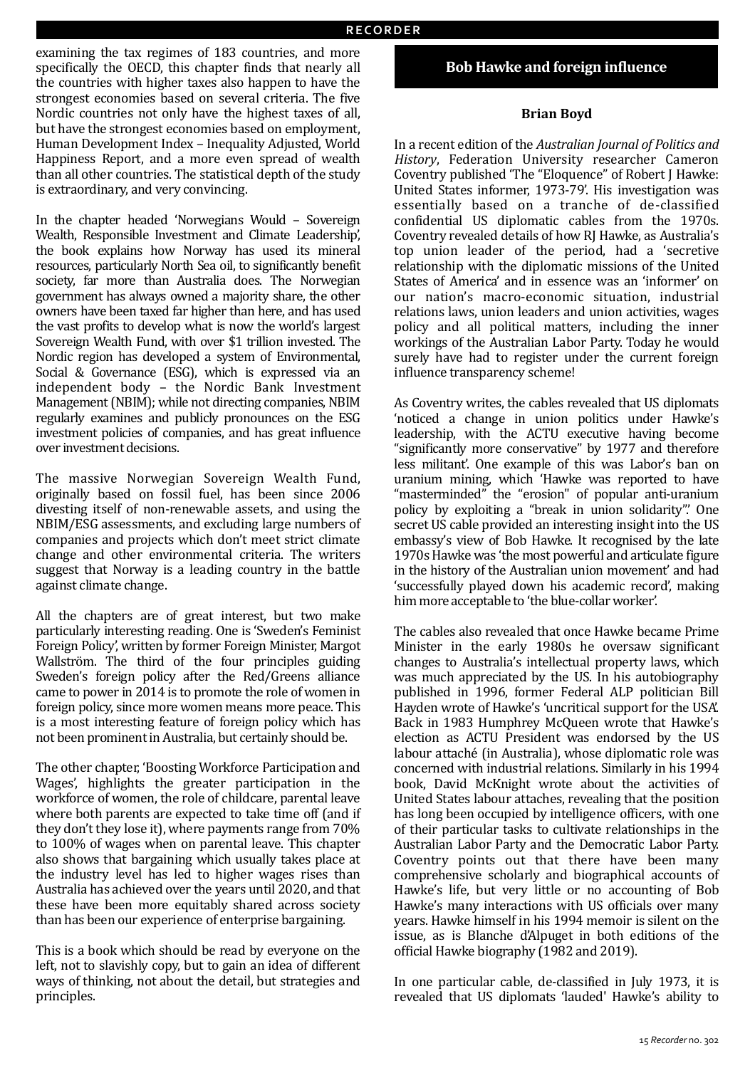examining the tax regimes of 183 countries, and more specifically the OECD, this chapter finds that nearly all the countries with higher taxes also happen to have the strongest economies based on several criteria. The five Nordic countries not only have the highest taxes of all, but have the strongest economies based on employment, Human Development Index – Inequality Adjusted, World Happiness Report, and a more even spread of wealth than all other countries. The statistical depth of the study is extraordinary, and very convincing.

In the chapter headed 'Norwegians Would – Sovereign Wealth, Responsible Investment and Climate Leadership', the book explains how Norway has used its mineral resources, particularly North Sea oil, to significantly benefit society, far more than Australia does. The Norwegian government has always owned a majority share, the other owners have been taxed far higher than here, and has used the vast profits to develop what is now the world's largest Sovereign Wealth Fund, with over $1 trillion invested. The Nordic region has developed a system of Environmental, Social & Governance (ESG), which is expressed via an independent body – the Nordic Bank Investment Management (NBIM); while not directing companies, NBIM regularly examines and publicly pronounces on the ESG investment policies of companies, and has great influence over investment decisions.

The massive Norwegian Sovereign Wealth Fund, originally based on fossil fuel, has been since 2006 divesting itself of non-renewable assets, and using the NBIM/ESG assessments, and excluding large numbers of companies and projects which don't meet strict climate change and other environmental criteria. The writers suggest that Norway is a leading country in the battle against climate change.

All the chapters are of great interest, but two make particularly interesting reading. One is 'Sweden's Feminist Foreign Policy', written by former Foreign Minister, Margot Wallström. The third of the four principles guiding Sweden's foreign policy after the Red/Greens alliance came to power in 2014 is to promote the role of women in foreign policy, since more women means more peace. This is a most interesting feature of foreign policy which has not been prominent in Australia, but certainly should be.

The other chapter, 'Boosting Workforce Participation and Wages', highlights the greater participation in the workforce of women, the role of childcare, parental leave where both parents are expected to take time off (and if they don't they lose it), where payments range from 70% to 100% of wages when on parental leave. This chapter also shows that bargaining which usually takes place at the industry level has led to higher wages rises than Australia has achieved over the years until 2020, and that these have been more equitably shared across society than has been our experience of enterprise bargaining.

This is a book which should be read by everyone on the left, not to slavishly copy, but to gain an idea of different ways of thinking, not about the detail, but strategies and principles.

## Bob Hawke and foreign influence

**Brian Boyd**

In a recent edition of the *Australian Journal of Politics and History*, Federation University researcher Cameron Coventry published 'The "Eloquence" of Robert J Hawke: United States informer, 1973-79'. His investigation was essentially based on a tranche of de-classified confidential US diplomatic cables from the 1970s. Coventry revealed details of how RJ Hawke, as Australia's top union leader of the period, had a 'secretive relationship with the diplomatic missions of the United States of America' and in essence was an 'informer' on our nation's macro-economic situation, industrial relations laws, union leaders and union activities, wages policy and all political matters, including the inner workings of the Australian Labor Party. Today he would surely have had to register under the current foreign influence transparency scheme!

As Coventry writes, the cables revealed that US diplomats 'noticed a change in union politics under Hawke's leadership, with the ACTU executive having become "significantly more conservative" by 1977 and therefore less militant'. One example of this was Labor's ban on uranium mining, which 'Hawke was reported to have "masterminded" the "erosion" of popular anti-uranium policy by exploiting a "break in union solidarity"'. One secret US cable provided an interesting insight into the US embassy's view of Bob Hawke. It recognised by the late 1970s Hawke was 'the most powerful and articulate figure in the history of the Australian union movement' and had 'successfully played down his academic record', making him more acceptable to 'the blue-collar worker'.

The cables also revealed that once Hawke became Prime Minister in the early 1980s he oversaw significant changes to Australia's intellectual property laws, which was much appreciated by the US. In his autobiography published in 1996, former Federal ALP politician Bill Hayden wrote of Hawke's 'uncritical support for the USA'. Back in 1983 Humphrey McQueen wrote that Hawke's election as ACTU President was endorsed by the US labour attaché (in Australia), whose diplomatic role was concerned with industrial relations. Similarly in his 1994 book, David McKnight wrote about the activities of United States labour attaches, revealing that the position has long been occupied by intelligence officers, with one of their particular tasks to cultivate relationships in the Australian Labor Party and the Democratic Labor Party. Coventry points out that there have been many comprehensive scholarly and biographical accounts of Hawke's life, but very little or no accounting of Bob Hawke's many interactions with US officials over many years. Hawke himself in his 1994 memoir is silent on the issue, as is Blanche d'Alpuget in both editions of the official Hawke biography (1982 and 2019).

In one particular cable, de-classified in July 1973, it is revealed that US diplomats 'lauded' Hawke's ability to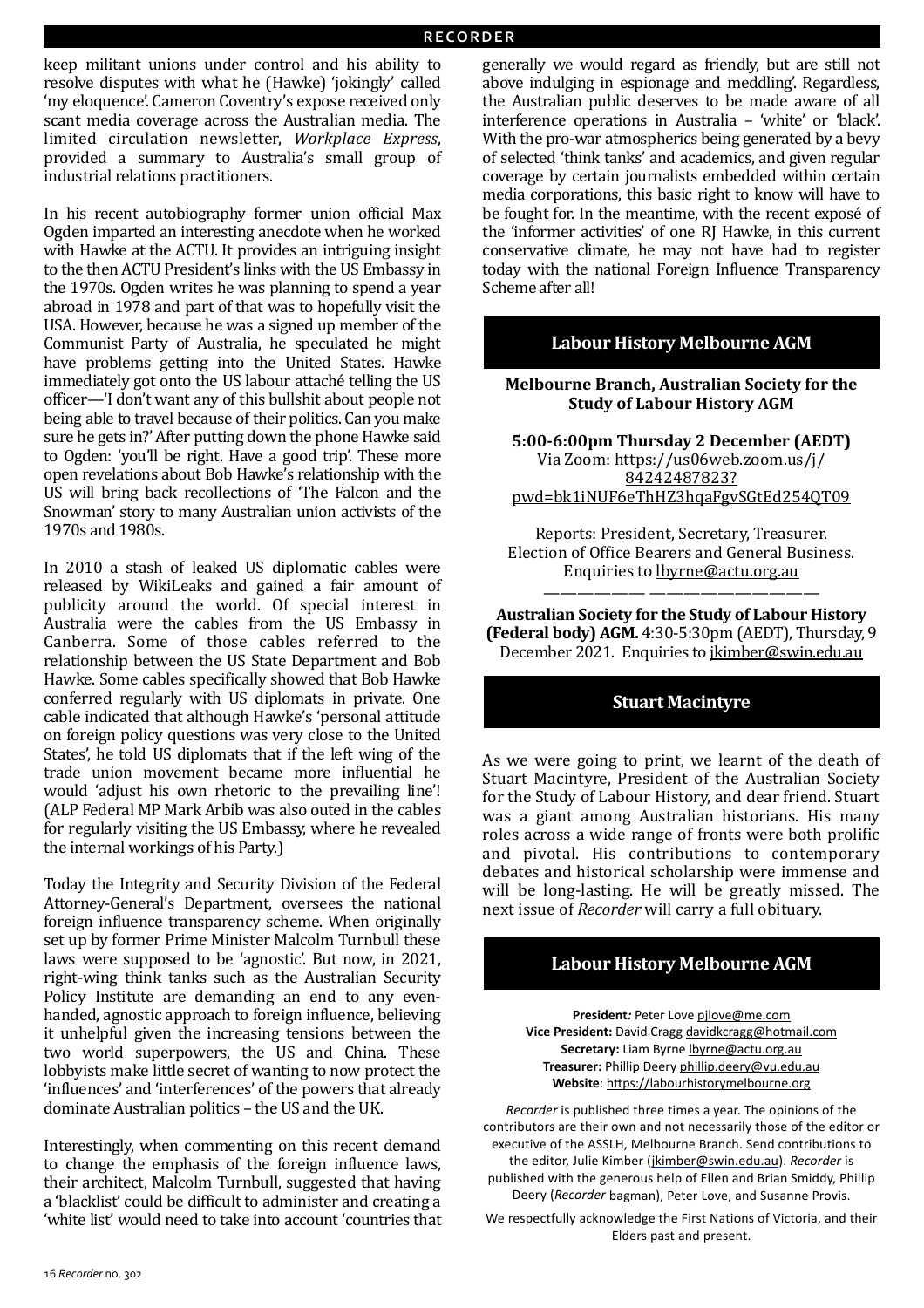keep militant unions under control and his ability to resolve disputes with what he (Hawke) 'jokingly' called 'my eloquence'. Cameron Coventry's expose received only scant media coverage across the Australian media. The limited circulation newsletter, *Workplace Express*, provided a summary to Australia's small group of industrial relations practitioners.

In his recent autobiography former union official Max Ogden imparted an interesting anecdote when he worked with Hawke at the ACTU. It provides an intriguing insight to the then ACTU President's links with the US Embassy in the 1970s. Ogden writes he was planning to spend a year abroad in 1978 and part of that was to hopefully visit the USA. However, because he was a signed up member of the Communist Party of Australia, he speculated he might have problems getting into the United States. Hawke immediately got onto the US labour attaché telling the US officer—'I don't want any of this bullshit about people not being able to travel because of their politics. Can you make sure he gets in?' After putting down the phone Hawke said to Ogden: 'you'll be right. Have a good trip'. These more open revelations about Bob Hawke's relationship with the US will bring back recollections of 'The Falcon and the Snowman' story to many Australian union activists of the 1970s and 1980s.

In 2010 a stash of leaked US diplomatic cables were released by WikiLeaks and gained a fair amount of publicity around the world. Of special interest in Australia were the cables from the US Embassy in Canberra. Some of those cables referred to the relationship between the US State Department and Bob Hawke. Some cables specifically showed that Bob Hawke conferred regularly with US diplomats in private. One cable indicated that although Hawke's 'personal attitude on foreign policy questions was very close to the United States', he told US diplomats that if the left wing of the trade union movement became more influential he would 'adjust his own rhetoric to the prevailing line'! (ALP Federal MP Mark Arbib was also outed in the cables for regularly visiting the US Embassy, where he revealed the internal workings of his Party.)

Today the Integrity and Security Division of the Federal Attorney-General's Department, oversees the national foreign influence transparency scheme. When originally set up by former Prime Minister Malcolm Turnbull these laws were supposed to be 'agnostic'. But now, in 2021, right-wing think tanks such as the Australian Security Policy Institute are demanding an end to any even-handed, agnostic approach to foreign influence, believing it unhelpful given the increasing tensions between the two world superpowers, the US and China. These lobbyists make little secret of wanting to now protect the 'influences' and 'interferences' of the powers that already dominate Australian politics – the US and the UK.

Interestingly, when commenting on this recent demand to change the emphasis of the foreign influence laws, their architect, Malcolm Turnbull, suggested that having a 'blacklist' could be difficult to administer and creating a 'white list' would need to take into account 'countries that generally we would regard as friendly, but are still not above indulging in espionage and meddling'. Regardless, the Australian public deserves to be made aware of all interference operations in Australia – 'white' or 'black'. With the pro-war atmospherics being generated by a bevy of selected 'think tanks' and academics, and given regular coverage by certain journalists embedded within certain media corporations, this basic right to know will have to be fought for. In the meantime, with the recent exposé of the 'informer activities' of one RJ Hawke, in this current conservative climate, he may not have had to register today with the national Foreign Influence Transparency Scheme after all!

## Labour History Melbourne AGM

**Melbourne Branch, Australian Society for the Study of Labour History AGM**

**5:00-6:00pm Thursday 2 December (AEDT)**
Via Zoom: https://us06web.zoom.us/j/84242487823?pwd=bk1iNUF6eThHZ3hqaFgvSGtEd254QT09

Reports: President, Secretary, Treasurer.
Election of Office Bearers and General Business.
Enquiries to lbyrne@actu.org.au

———————— ————————————

**Australian Society for the Study of Labour History (Federal body) AGM.** 4:30-5:30pm (AEDT), Thursday, 9 December 2021. Enquiries to jkimber@swin.edu.au

## Stuart Macintyre

As we were going to print, we learnt of the death of Stuart Macintyre, President of the Australian Society for the Study of Labour History, and dear friend. Stuart was a giant among Australian historians. His many roles across a wide range of fronts were both prolific and pivotal. His contributions to contemporary debates and historical scholarship were immense and will be long-lasting. He will be greatly missed. The next issue of *Recorder* will carry a full obituary.

## Labour History Melbourne AGM

**President:** Peter Love pjlove@me.com
**Vice President:** David Cragg davidkcragg@hotmail.com
**Secretary:** Liam Byrne lbyrne@actu.org.au
**Treasurer:** Phillip Deery phillip.deery@vu.edu.au
**Website**: https://labourhistorymelbourne.org

*Recorder* is published three times a year. The opinions of the contributors are their own and not necessarily those of the editor or executive of the ASSLH, Melbourne Branch. Send contributions to the editor, Julie Kimber (jkimber@swin.edu.au). *Recorder* is published with the generous help of Ellen and Brian Smiddy, Phillip Deery (*Recorder* bagman), Peter Love, and Susanne Provis.

We respectfully acknowledge the First Nations of Victoria, and their Elders past and present.